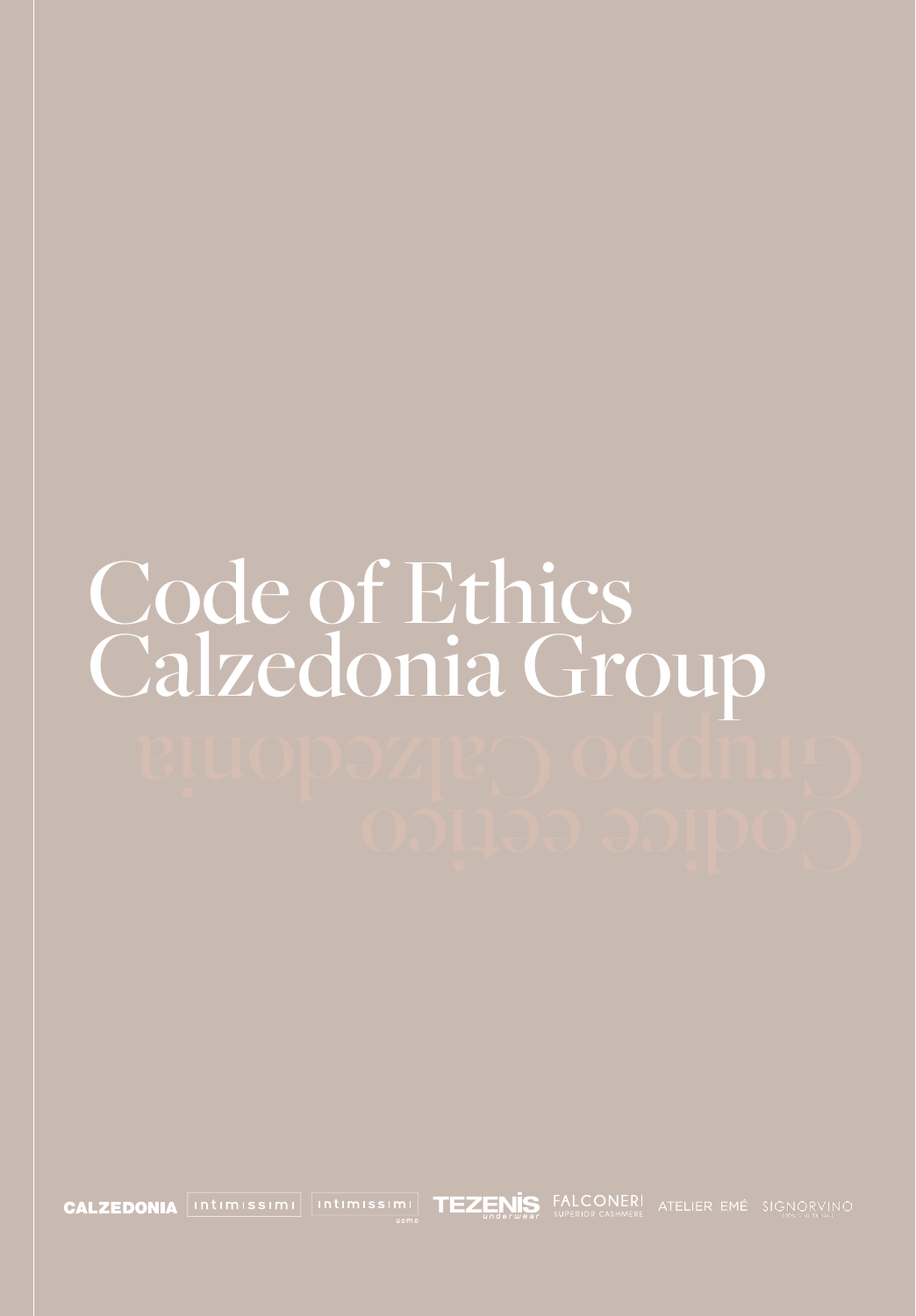# Code of Ethics Calzedonia Group

Codice etico Gruppo Calzedonia

CALZEDONIA intimissimi intimissimi uomo TEZENIS underwear FALCONERI SUPERIOR CASHMERE ATELIER EMÉ SIGNORVINO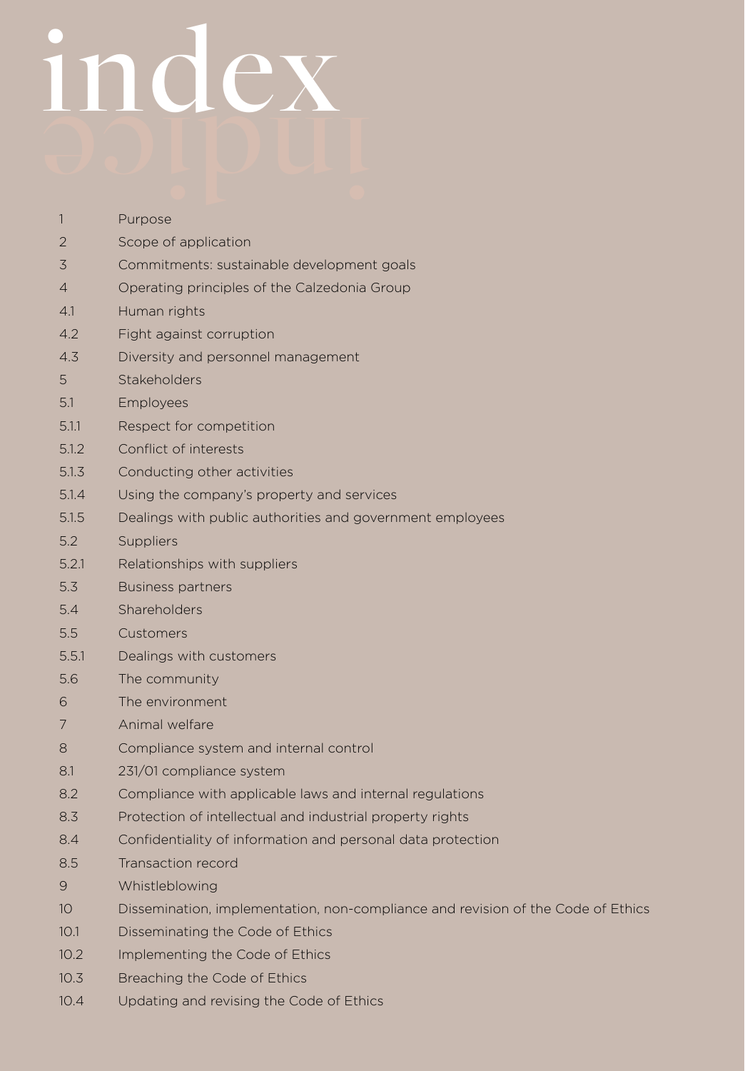# index

indice

| | |
|---|---|
| 1 | Purpose |
| 2 | Scope of application |
| 3 | Commitments: sustainable development goals |
| 4 | Operating principles of the Calzedonia Group |
| 4.1 | Human rights |
| 4.2 | Fight against corruption |
| 4.3 | Diversity and personnel management |
| 5 | Stakeholders |
| 5.1 | Employees |
| 5.1.1 | Respect for competition |
| 5.1.2 | Conflict of interests |
| 5.1.3 | Conducting other activities |
| 5.1.4 | Using the company's property and services |
| 5.1.5 | Dealings with public authorities and government employees |
| 5.2 | Suppliers |
| 5.2.1 | Relationships with suppliers |
| 5.3 | Business partners |
| 5.4 | Shareholders |
| 5.5 | Customers |
| 5.5.1 | Dealings with customers |
| 5.6 | The community |
| 6 | The environment |
| 7 | Animal welfare |
| 8 | Compliance system and internal control |
| 8.1 | 231/01 compliance system |
| 8.2 | Compliance with applicable laws and internal regulations |
| 8.3 | Protection of intellectual and industrial property rights |
| 8.4 | Confidentiality of information and personal data protection |
| 8.5 | Transaction record |
| 9 | Whistleblowing |
| 10 | Dissemination, implementation, non-compliance and revision of the Code of Ethics |
| 10.1 | Disseminating the Code of Ethics |
| 10.2 | Implementing the Code of Ethics |
| 10.3 | Breaching the Code of Ethics |
| 10.4 | Updating and revising the Code of Ethics |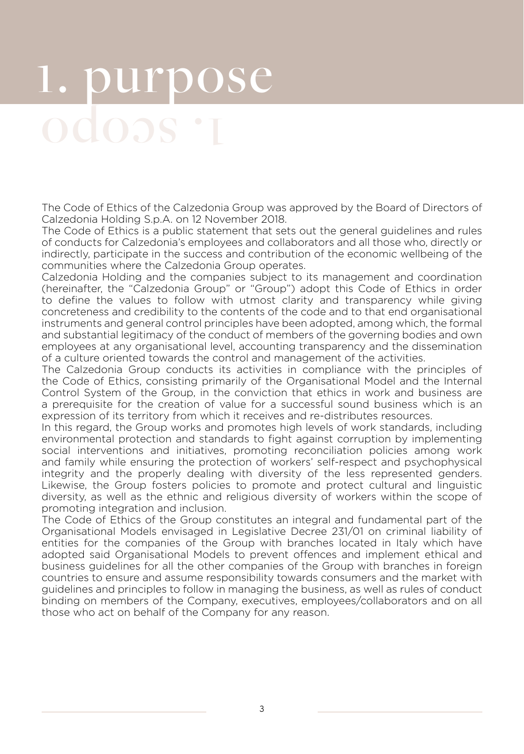# 1. purpose

1. scopo

The Code of Ethics of the Calzedonia Group was approved by the Board of Directors of Calzedonia Holding S.p.A. on 12 November 2018.

The Code of Ethics is a public statement that sets out the general guidelines and rules of conducts for Calzedonia's employees and collaborators and all those who, directly or indirectly, participate in the success and contribution of the economic wellbeing of the communities where the Calzedonia Group operates.

Calzedonia Holding and the companies subject to its management and coordination (hereinafter, the "Calzedonia Group" or "Group") adopt this Code of Ethics in order to define the values to follow with utmost clarity and transparency while giving concreteness and credibility to the contents of the code and to that end organisational instruments and general control principles have been adopted, among which, the formal and substantial legitimacy of the conduct of members of the governing bodies and own employees at any organisational level, accounting transparency and the dissemination of a culture oriented towards the control and management of the activities.

The Calzedonia Group conducts its activities in compliance with the principles of the Code of Ethics, consisting primarily of the Organisational Model and the Internal Control System of the Group, in the conviction that ethics in work and business are a prerequisite for the creation of value for a successful sound business which is an expression of its territory from which it receives and re-distributes resources.

In this regard, the Group works and promotes high levels of work standards, including environmental protection and standards to fight against corruption by implementing social interventions and initiatives, promoting reconciliation policies among work and family while ensuring the protection of workers' self-respect and psychophysical integrity and the properly dealing with diversity of the less represented genders. Likewise, the Group fosters policies to promote and protect cultural and linguistic diversity, as well as the ethnic and religious diversity of workers within the scope of promoting integration and inclusion.

The Code of Ethics of the Group constitutes an integral and fundamental part of the Organisational Models envisaged in Legislative Decree 231/01 on criminal liability of entities for the companies of the Group with branches located in Italy which have adopted said Organisational Models to prevent offences and implement ethical and business guidelines for all the other companies of the Group with branches in foreign countries to ensure and assume responsibility towards consumers and the market with guidelines and principles to follow in managing the business, as well as rules of conduct binding on members of the Company, executives, employees/collaborators and on all those who act on behalf of the Company for any reason.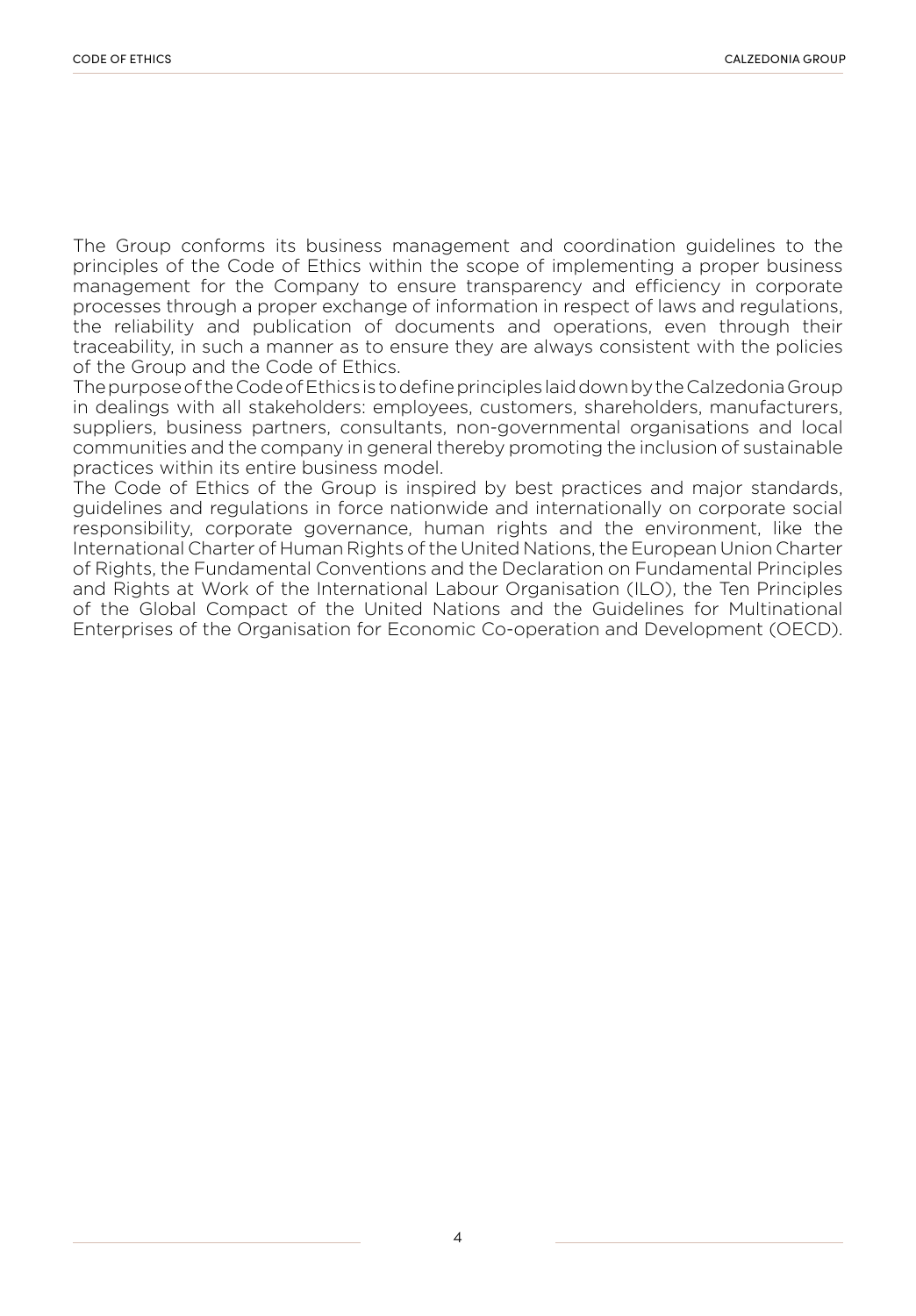The Group conforms its business management and coordination guidelines to the principles of the Code of Ethics within the scope of implementing a proper business management for the Company to ensure transparency and efficiency in corporate processes through a proper exchange of information in respect of laws and regulations, the reliability and publication of documents and operations, even through their traceability, in such a manner as to ensure they are always consistent with the policies of the Group and the Code of Ethics.

The purpose of the Code of Ethics is to define principles laid down by the Calzedonia Group in dealings with all stakeholders: employees, customers, shareholders, manufacturers, suppliers, business partners, consultants, non-governmental organisations and local communities and the company in general thereby promoting the inclusion of sustainable practices within its entire business model.

The Code of Ethics of the Group is inspired by best practices and major standards, guidelines and regulations in force nationwide and internationally on corporate social responsibility, corporate governance, human rights and the environment, like the International Charter of Human Rights of the United Nations, the European Union Charter of Rights, the Fundamental Conventions and the Declaration on Fundamental Principles and Rights at Work of the International Labour Organisation (ILO), the Ten Principles of the Global Compact of the United Nations and the Guidelines for Multinational Enterprises of the Organisation for Economic Co-operation and Development (OECD).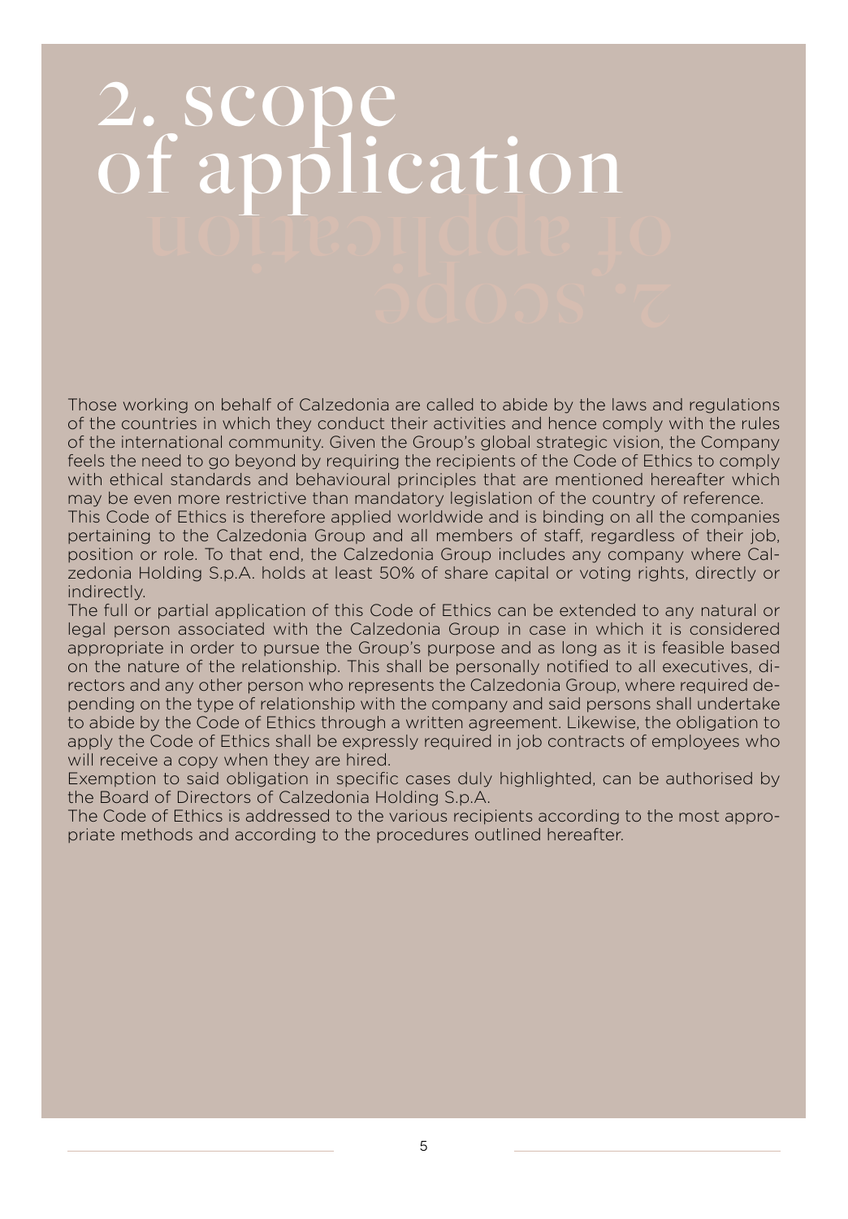# 2. scope of application

Those working on behalf of Calzedonia are called to abide by the laws and regulations of the countries in which they conduct their activities and hence comply with the rules of the international community. Given the Group's global strategic vision, the Company feels the need to go beyond by requiring the recipients of the Code of Ethics to comply with ethical standards and behavioural principles that are mentioned hereafter which may be even more restrictive than mandatory legislation of the country of reference.

This Code of Ethics is therefore applied worldwide and is binding on all the companies pertaining to the Calzedonia Group and all members of staff, regardless of their job, position or role. To that end, the Calzedonia Group includes any company where Calzedonia Holding S.p.A. holds at least 50% of share capital or voting rights, directly or indirectly.

The full or partial application of this Code of Ethics can be extended to any natural or legal person associated with the Calzedonia Group in case in which it is considered appropriate in order to pursue the Group's purpose and as long as it is feasible based on the nature of the relationship. This shall be personally notified to all executives, directors and any other person who represents the Calzedonia Group, where required depending on the type of relationship with the company and said persons shall undertake to abide by the Code of Ethics through a written agreement. Likewise, the obligation to apply the Code of Ethics shall be expressly required in job contracts of employees who will receive a copy when they are hired.

Exemption to said obligation in specific cases duly highlighted, can be authorised by the Board of Directors of Calzedonia Holding S.p.A.

The Code of Ethics is addressed to the various recipients according to the most appropriate methods and according to the procedures outlined hereafter.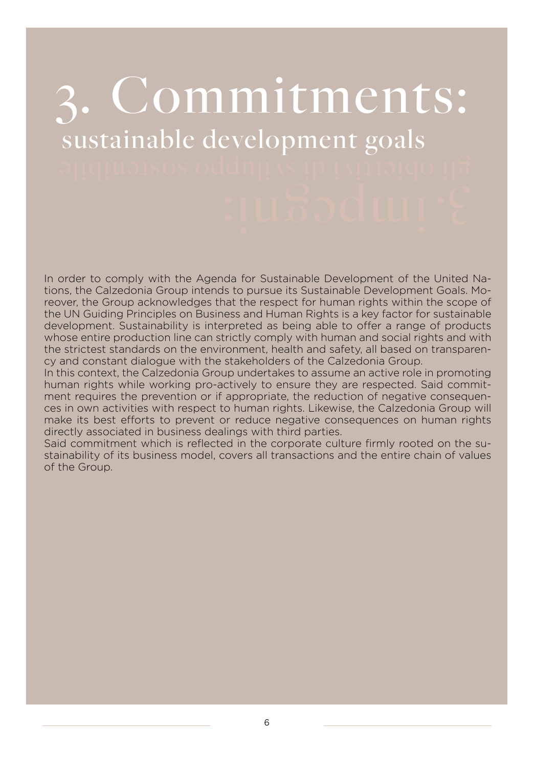# 3. Commitments:
## sustainable development goals

In order to comply with the Agenda for Sustainable Development of the United Nations, the Calzedonia Group intends to pursue its Sustainable Development Goals. Moreover, the Group acknowledges that the respect for human rights within the scope of the UN Guiding Principles on Business and Human Rights is a key factor for sustainable development. Sustainability is interpreted as being able to offer a range of products whose entire production line can strictly comply with human and social rights and with the strictest standards on the environment, health and safety, all based on transparency and constant dialogue with the stakeholders of the Calzedonia Group.

In this context, the Calzedonia Group undertakes to assume an active role in promoting human rights while working pro-actively to ensure they are respected. Said commitment requires the prevention or if appropriate, the reduction of negative consequences in own activities with respect to human rights. Likewise, the Calzedonia Group will make its best efforts to prevent or reduce negative consequences on human rights directly associated in business dealings with third parties.

Said commitment which is reflected in the corporate culture firmly rooted on the sustainability of its business model, covers all transactions and the entire chain of values of the Group.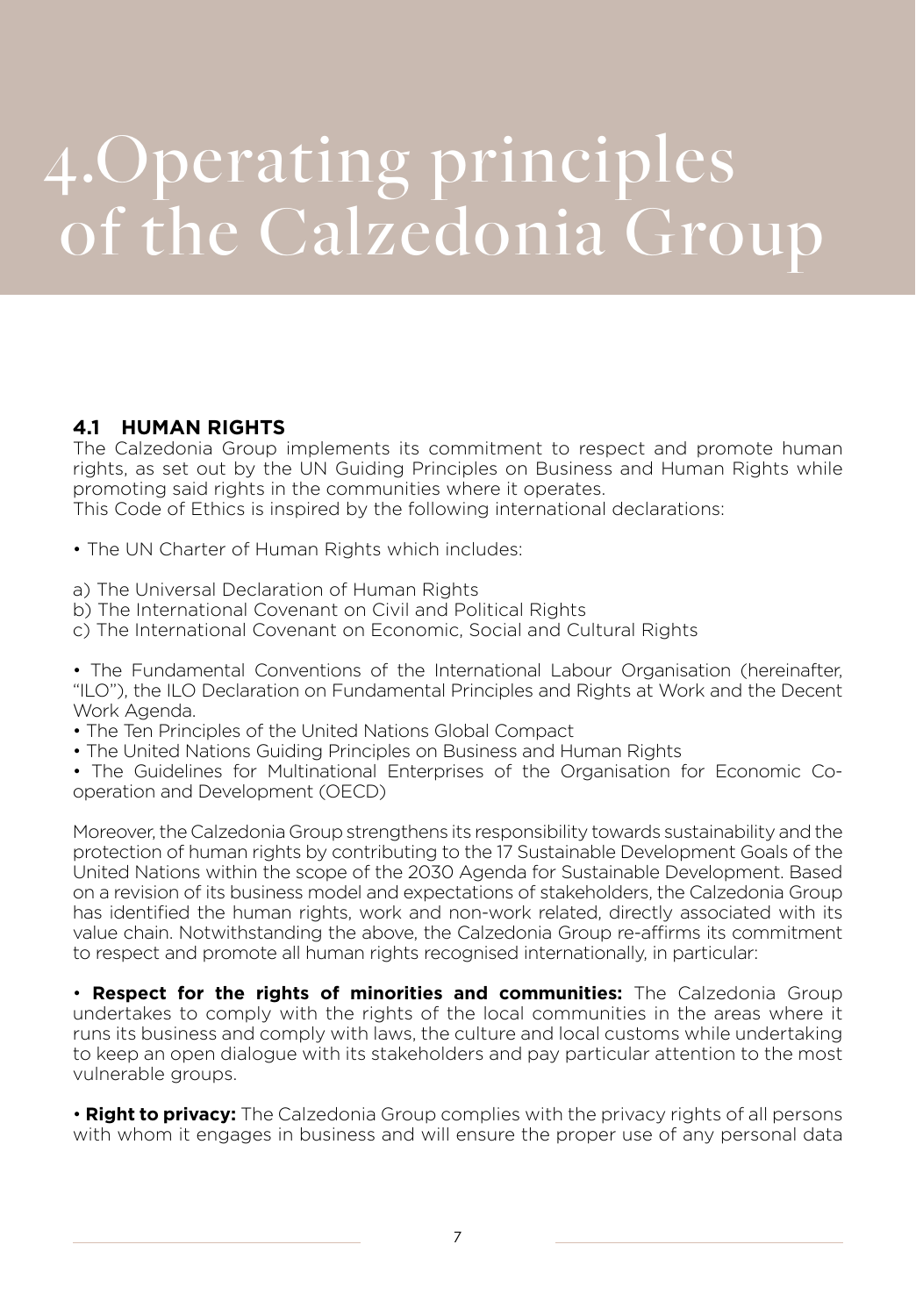# 4.Operating principles of the Calzedonia Group

## 4.1 HUMAN RIGHTS

The Calzedonia Group implements its commitment to respect and promote human rights, as set out by the UN Guiding Principles on Business and Human Rights while promoting said rights in the communities where it operates.
This Code of Ethics is inspired by the following international declarations:

• The UN Charter of Human Rights which includes:

a) The Universal Declaration of Human Rights
b) The International Covenant on Civil and Political Rights
c) The International Covenant on Economic, Social and Cultural Rights

• The Fundamental Conventions of the International Labour Organisation (hereinafter, "ILO"), the ILO Declaration on Fundamental Principles and Rights at Work and the Decent Work Agenda.
• The Ten Principles of the United Nations Global Compact
• The United Nations Guiding Principles on Business and Human Rights
• The Guidelines for Multinational Enterprises of the Organisation for Economic Co-operation and Development (OECD)

Moreover, the Calzedonia Group strengthens its responsibility towards sustainability and the protection of human rights by contributing to the 17 Sustainable Development Goals of the United Nations within the scope of the 2030 Agenda for Sustainable Development. Based on a revision of its business model and expectations of stakeholders, the Calzedonia Group has identified the human rights, work and non-work related, directly associated with its value chain. Notwithstanding the above, the Calzedonia Group re-affirms its commitment to respect and promote all human rights recognised internationally, in particular:

• **Respect for the rights of minorities and communities:** The Calzedonia Group undertakes to comply with the rights of the local communities in the areas where it runs its business and comply with laws, the culture and local customs while undertaking to keep an open dialogue with its stakeholders and pay particular attention to the most vulnerable groups.

• **Right to privacy:** The Calzedonia Group complies with the privacy rights of all persons with whom it engages in business and will ensure the proper use of any personal data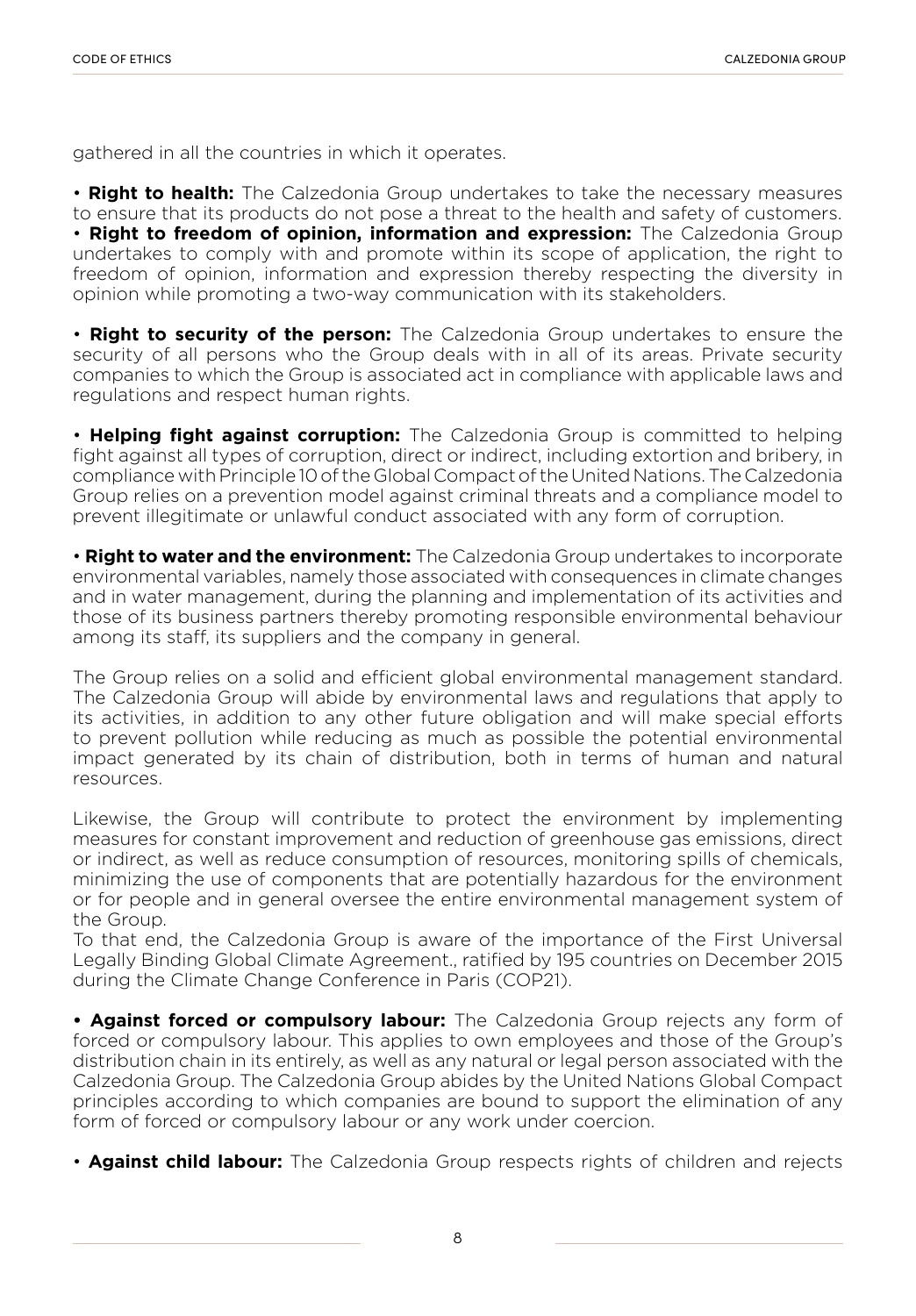gathered in all the countries in which it operates.

• **Right to health:** The Calzedonia Group undertakes to take the necessary measures to ensure that its products do not pose a threat to the health and safety of customers.
• **Right to freedom of opinion, information and expression:** The Calzedonia Group undertakes to comply with and promote within its scope of application, the right to freedom of opinion, information and expression thereby respecting the diversity in opinion while promoting a two-way communication with its stakeholders.

• **Right to security of the person:** The Calzedonia Group undertakes to ensure the security of all persons who the Group deals with in all of its areas. Private security companies to which the Group is associated act in compliance with applicable laws and regulations and respect human rights.

• **Helping fight against corruption:** The Calzedonia Group is committed to helping fight against all types of corruption, direct or indirect, including extortion and bribery, in compliance with Principle 10 of the Global Compact of the United Nations. The Calzedonia Group relies on a prevention model against criminal threats and a compliance model to prevent illegitimate or unlawful conduct associated with any form of corruption.

• **Right to water and the environment:** The Calzedonia Group undertakes to incorporate environmental variables, namely those associated with consequences in climate changes and in water management, during the planning and implementation of its activities and those of its business partners thereby promoting responsible environmental behaviour among its staff, its suppliers and the company in general.

The Group relies on a solid and efficient global environmental management standard. The Calzedonia Group will abide by environmental laws and regulations that apply to its activities, in addition to any other future obligation and will make special efforts to prevent pollution while reducing as much as possible the potential environmental impact generated by its chain of distribution, both in terms of human and natural resources.

Likewise, the Group will contribute to protect the environment by implementing measures for constant improvement and reduction of greenhouse gas emissions, direct or indirect, as well as reduce consumption of resources, monitoring spills of chemicals, minimizing the use of components that are potentially hazardous for the environment or for people and in general oversee the entire environmental management system of the Group.
To that end, the Calzedonia Group is aware of the importance of the First Universal Legally Binding Global Climate Agreement., ratified by 195 countries on December 2015 during the Climate Change Conference in Paris (COP21).

• **Against forced or compulsory labour:** The Calzedonia Group rejects any form of forced or compulsory labour. This applies to own employees and those of the Group's distribution chain in its entirely, as well as any natural or legal person associated with the Calzedonia Group. The Calzedonia Group abides by the United Nations Global Compact principles according to which companies are bound to support the elimination of any form of forced or compulsory labour or any work under coercion.

• **Against child labour:** The Calzedonia Group respects rights of children and rejects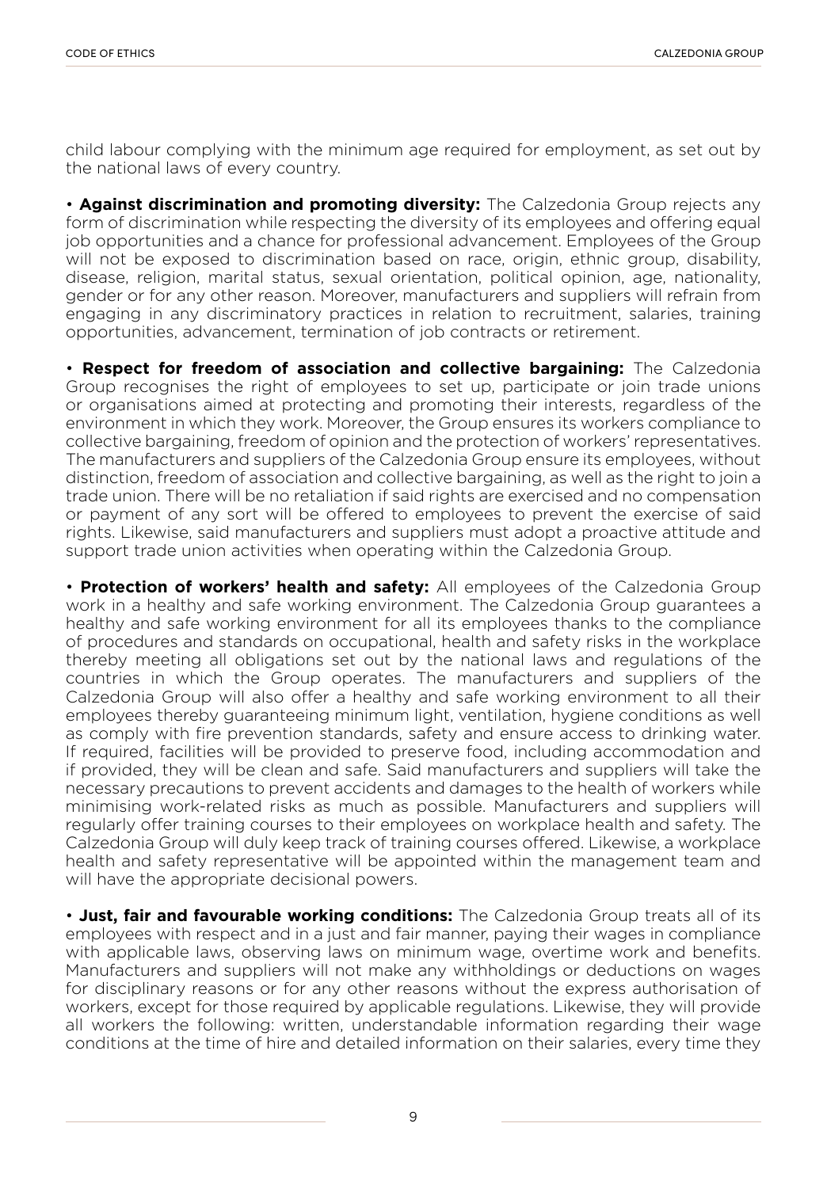child labour complying with the minimum age required for employment, as set out by the national laws of every country.

• **Against discrimination and promoting diversity:** The Calzedonia Group rejects any form of discrimination while respecting the diversity of its employees and offering equal job opportunities and a chance for professional advancement. Employees of the Group will not be exposed to discrimination based on race, origin, ethnic group, disability, disease, religion, marital status, sexual orientation, political opinion, age, nationality, gender or for any other reason. Moreover, manufacturers and suppliers will refrain from engaging in any discriminatory practices in relation to recruitment, salaries, training opportunities, advancement, termination of job contracts or retirement.

• **Respect for freedom of association and collective bargaining:** The Calzedonia Group recognises the right of employees to set up, participate or join trade unions or organisations aimed at protecting and promoting their interests, regardless of the environment in which they work. Moreover, the Group ensures its workers compliance to collective bargaining, freedom of opinion and the protection of workers' representatives. The manufacturers and suppliers of the Calzedonia Group ensure its employees, without distinction, freedom of association and collective bargaining, as well as the right to join a trade union. There will be no retaliation if said rights are exercised and no compensation or payment of any sort will be offered to employees to prevent the exercise of said rights. Likewise, said manufacturers and suppliers must adopt a proactive attitude and support trade union activities when operating within the Calzedonia Group.

• **Protection of workers' health and safety:** All employees of the Calzedonia Group work in a healthy and safe working environment. The Calzedonia Group guarantees a healthy and safe working environment for all its employees thanks to the compliance of procedures and standards on occupational, health and safety risks in the workplace thereby meeting all obligations set out by the national laws and regulations of the countries in which the Group operates. The manufacturers and suppliers of the Calzedonia Group will also offer a healthy and safe working environment to all their employees thereby guaranteeing minimum light, ventilation, hygiene conditions as well as comply with fire prevention standards, safety and ensure access to drinking water. If required, facilities will be provided to preserve food, including accommodation and if provided, they will be clean and safe. Said manufacturers and suppliers will take the necessary precautions to prevent accidents and damages to the health of workers while minimising work-related risks as much as possible. Manufacturers and suppliers will regularly offer training courses to their employees on workplace health and safety. The Calzedonia Group will duly keep track of training courses offered. Likewise, a workplace health and safety representative will be appointed within the management team and will have the appropriate decisional powers.

• **Just, fair and favourable working conditions:** The Calzedonia Group treats all of its employees with respect and in a just and fair manner, paying their wages in compliance with applicable laws, observing laws on minimum wage, overtime work and benefits. Manufacturers and suppliers will not make any withholdings or deductions on wages for disciplinary reasons or for any other reasons without the express authorisation of workers, except for those required by applicable regulations. Likewise, they will provide all workers the following: written, understandable information regarding their wage conditions at the time of hire and detailed information on their salaries, every time they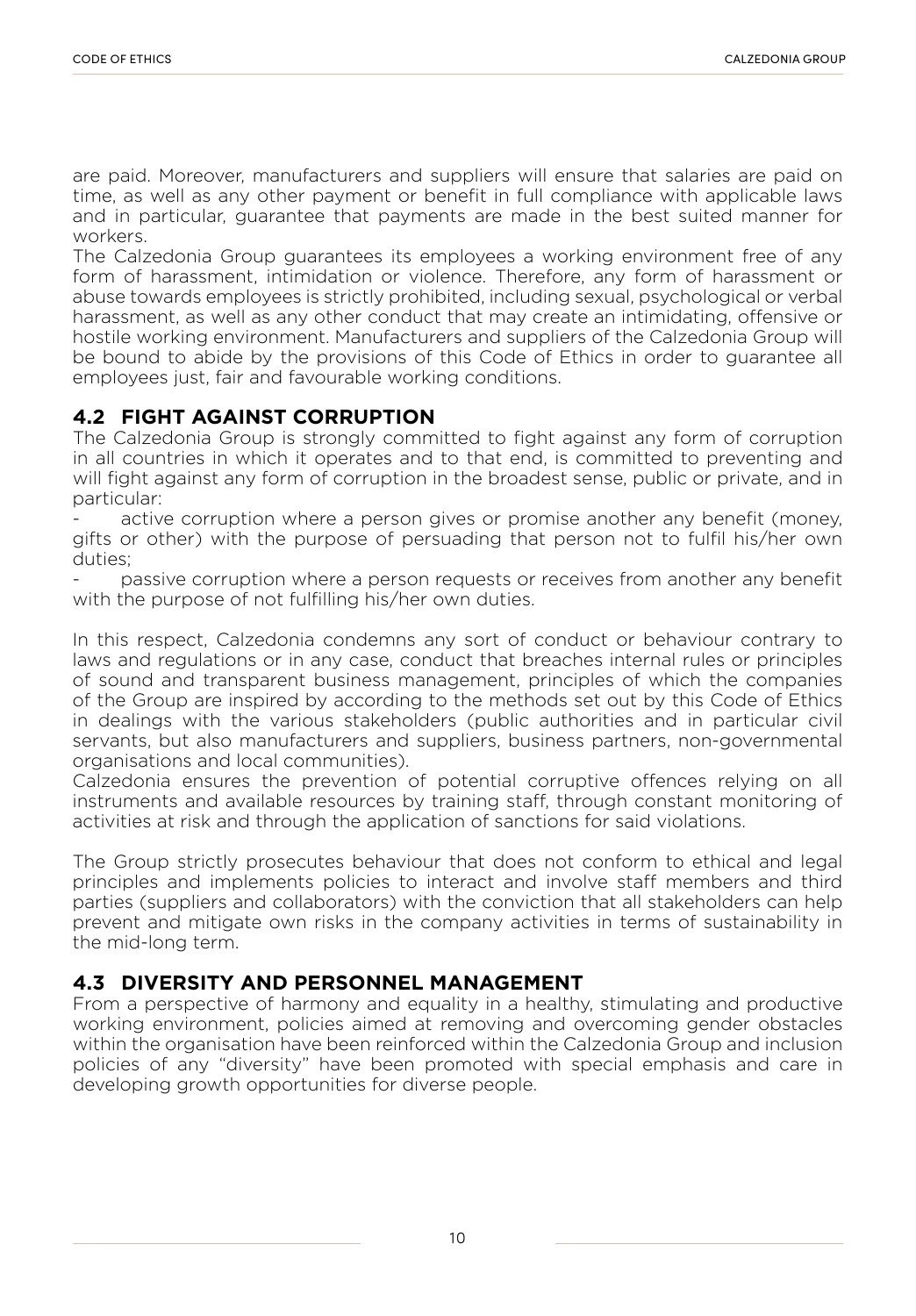are paid. Moreover, manufacturers and suppliers will ensure that salaries are paid on time, as well as any other payment or benefit in full compliance with applicable laws and in particular, guarantee that payments are made in the best suited manner for workers.

The Calzedonia Group guarantees its employees a working environment free of any form of harassment, intimidation or violence. Therefore, any form of harassment or abuse towards employees is strictly prohibited, including sexual, psychological or verbal harassment, as well as any other conduct that may create an intimidating, offensive or hostile working environment. Manufacturers and suppliers of the Calzedonia Group will be bound to abide by the provisions of this Code of Ethics in order to guarantee all employees just, fair and favourable working conditions.

## 4.2 FIGHT AGAINST CORRUPTION

The Calzedonia Group is strongly committed to fight against any form of corruption in all countries in which it operates and to that end, is committed to preventing and will fight against any form of corruption in the broadest sense, public or private, and in particular:

- active corruption where a person gives or promise another any benefit (money, gifts or other) with the purpose of persuading that person not to fulfil his/her own duties;
- passive corruption where a person requests or receives from another any benefit with the purpose of not fulfilling his/her own duties.

In this respect, Calzedonia condemns any sort of conduct or behaviour contrary to laws and regulations or in any case, conduct that breaches internal rules or principles of sound and transparent business management, principles of which the companies of the Group are inspired by according to the methods set out by this Code of Ethics in dealings with the various stakeholders (public authorities and in particular civil servants, but also manufacturers and suppliers, business partners, non-governmental organisations and local communities).

Calzedonia ensures the prevention of potential corruptive offences relying on all instruments and available resources by training staff, through constant monitoring of activities at risk and through the application of sanctions for said violations.

The Group strictly prosecutes behaviour that does not conform to ethical and legal principles and implements policies to interact and involve staff members and third parties (suppliers and collaborators) with the conviction that all stakeholders can help prevent and mitigate own risks in the company activities in terms of sustainability in the mid-long term.

## 4.3 DIVERSITY AND PERSONNEL MANAGEMENT

From a perspective of harmony and equality in a healthy, stimulating and productive working environment, policies aimed at removing and overcoming gender obstacles within the organisation have been reinforced within the Calzedonia Group and inclusion policies of any "diversity" have been promoted with special emphasis and care in developing growth opportunities for diverse people.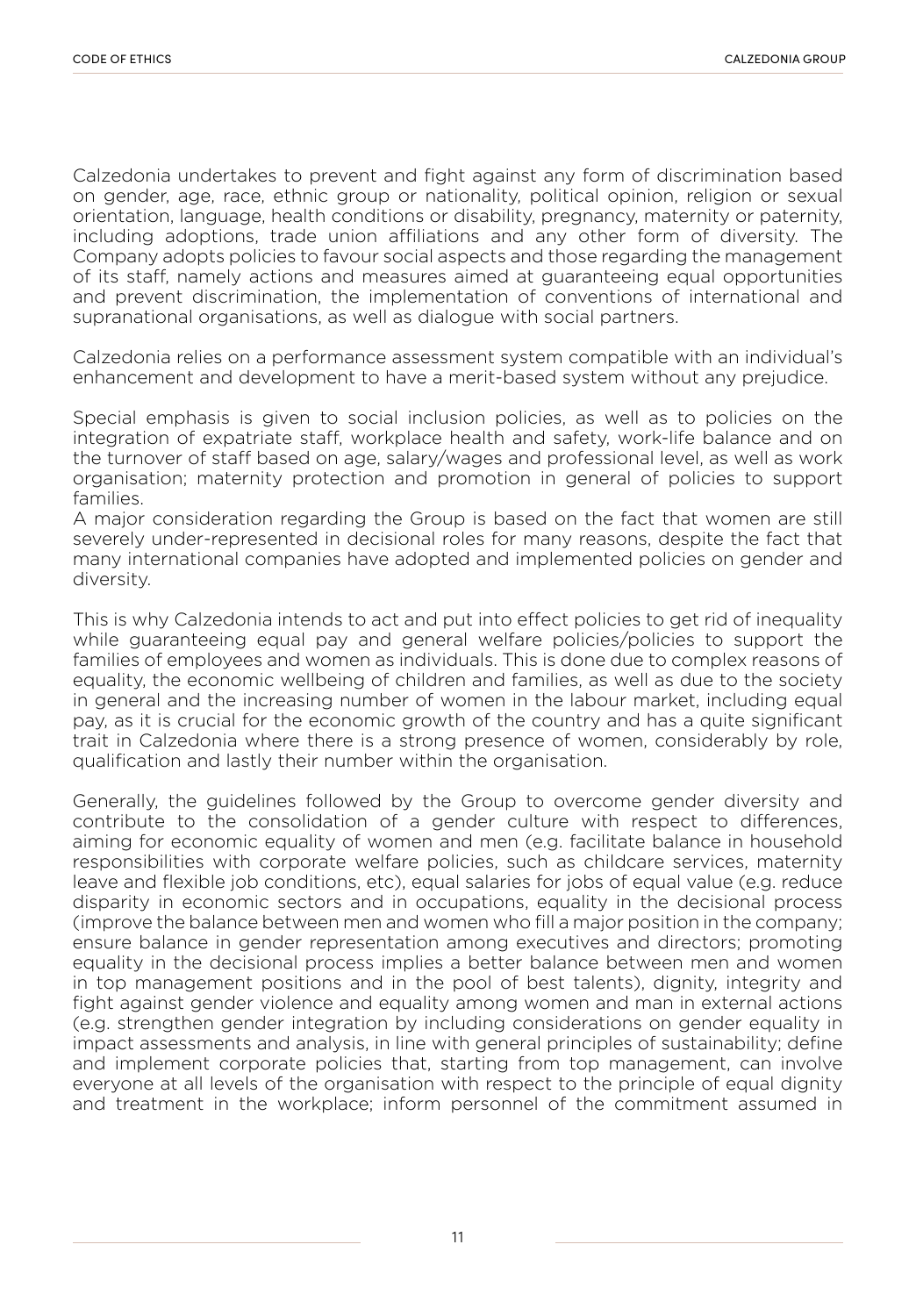Calzedonia undertakes to prevent and fight against any form of discrimination based on gender, age, race, ethnic group or nationality, political opinion, religion or sexual orientation, language, health conditions or disability, pregnancy, maternity or paternity, including adoptions, trade union affiliations and any other form of diversity. The Company adopts policies to favour social aspects and those regarding the management of its staff, namely actions and measures aimed at guaranteeing equal opportunities and prevent discrimination, the implementation of conventions of international and supranational organisations, as well as dialogue with social partners.

Calzedonia relies on a performance assessment system compatible with an individual's enhancement and development to have a merit-based system without any prejudice.

Special emphasis is given to social inclusion policies, as well as to policies on the integration of expatriate staff, workplace health and safety, work-life balance and on the turnover of staff based on age, salary/wages and professional level, as well as work organisation; maternity protection and promotion in general of policies to support families.
A major consideration regarding the Group is based on the fact that women are still severely under-represented in decisional roles for many reasons, despite the fact that many international companies have adopted and implemented policies on gender and diversity.

This is why Calzedonia intends to act and put into effect policies to get rid of inequality while guaranteeing equal pay and general welfare policies/policies to support the families of employees and women as individuals. This is done due to complex reasons of equality, the economic wellbeing of children and families, as well as due to the society in general and the increasing number of women in the labour market, including equal pay, as it is crucial for the economic growth of the country and has a quite significant trait in Calzedonia where there is a strong presence of women, considerably by role, qualification and lastly their number within the organisation.

Generally, the guidelines followed by the Group to overcome gender diversity and contribute to the consolidation of a gender culture with respect to differences, aiming for economic equality of women and men (e.g. facilitate balance in household responsibilities with corporate welfare policies, such as childcare services, maternity leave and flexible job conditions, etc), equal salaries for jobs of equal value (e.g. reduce disparity in economic sectors and in occupations, equality in the decisional process (improve the balance between men and women who fill a major position in the company; ensure balance in gender representation among executives and directors; promoting equality in the decisional process implies a better balance between men and women in top management positions and in the pool of best talents), dignity, integrity and fight against gender violence and equality among women and man in external actions (e.g. strengthen gender integration by including considerations on gender equality in impact assessments and analysis, in line with general principles of sustainability; define and implement corporate policies that, starting from top management, can involve everyone at all levels of the organisation with respect to the principle of equal dignity and treatment in the workplace; inform personnel of the commitment assumed in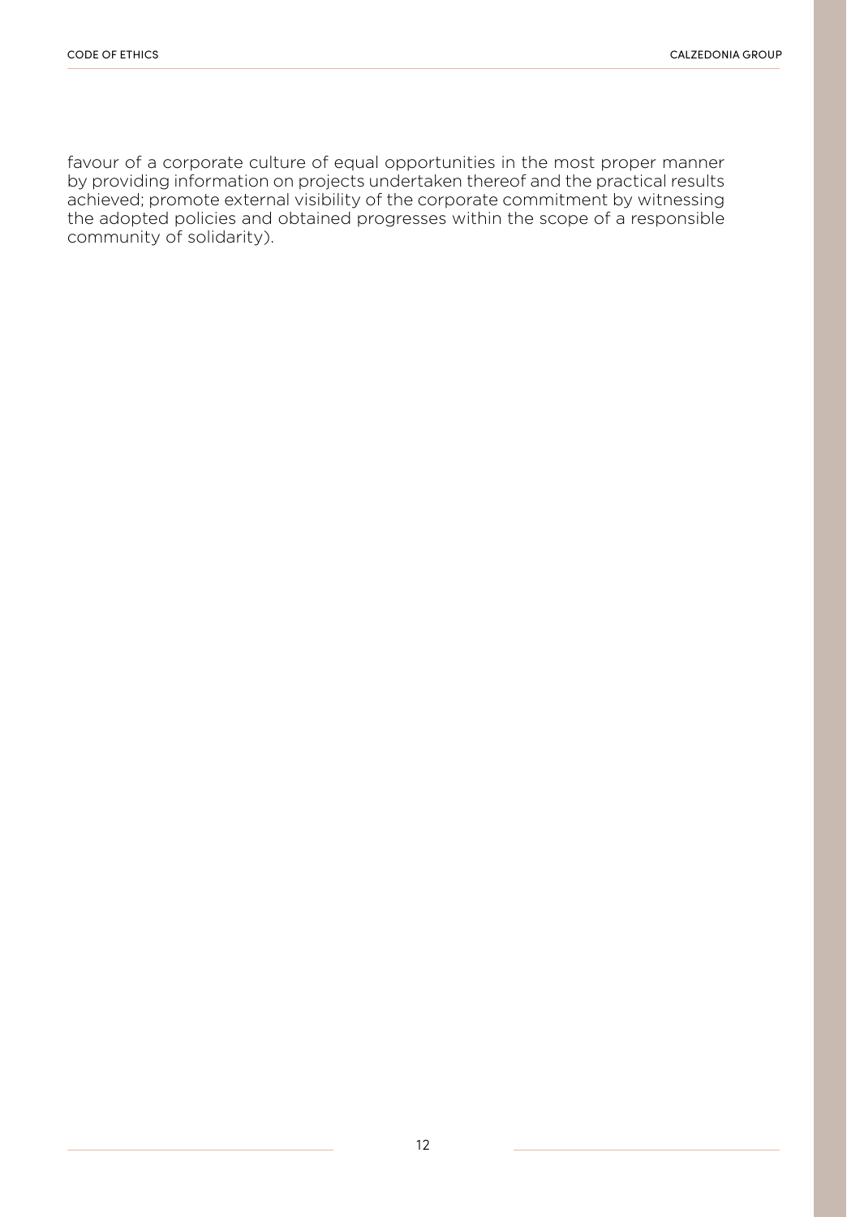favour of a corporate culture of equal opportunities in the most proper manner by providing information on projects undertaken thereof and the practical results achieved; promote external visibility of the corporate commitment by witnessing the adopted policies and obtained progresses within the scope of a responsible community of solidarity).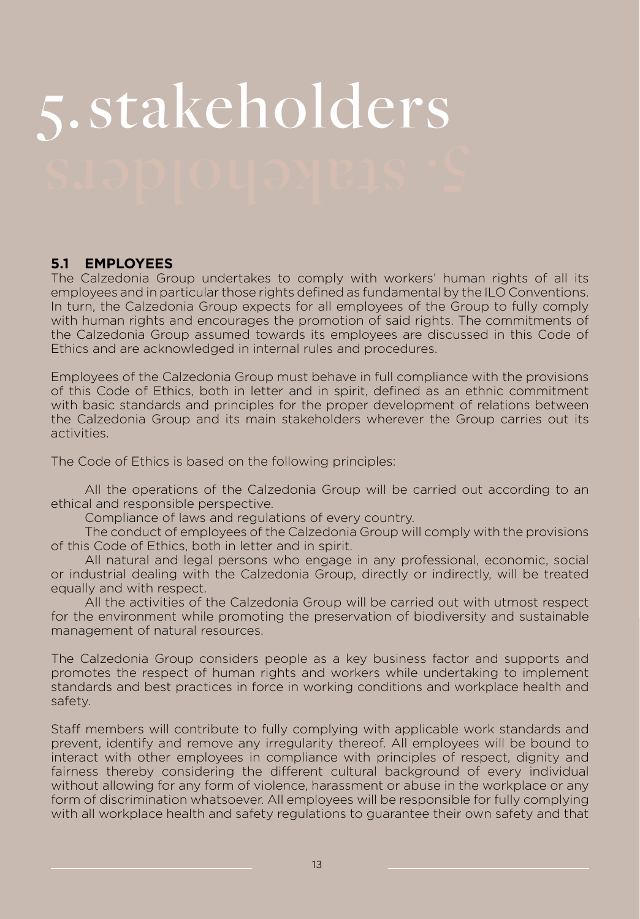# 5. stakeholders

## 5.1 EMPLOYEES

The Calzedonia Group undertakes to comply with workers' human rights of all its employees and in particular those rights defined as fundamental by the ILO Conventions. In turn, the Calzedonia Group expects for all employees of the Group to fully comply with human rights and encourages the promotion of said rights. The commitments of the Calzedonia Group assumed towards its employees are discussed in this Code of Ethics and are acknowledged in internal rules and procedures.

Employees of the Calzedonia Group must behave in full compliance with the provisions of this Code of Ethics, both in letter and in spirit, defined as an ethnic commitment with basic standards and principles for the proper development of relations between the Calzedonia Group and its main stakeholders wherever the Group carries out its activities.

The Code of Ethics is based on the following principles:

- All the operations of the Calzedonia Group will be carried out according to an ethical and responsible perspective.
- Compliance of laws and regulations of every country.
- The conduct of employees of the Calzedonia Group will comply with the provisions of this Code of Ethics, both in letter and in spirit.
- All natural and legal persons who engage in any professional, economic, social or industrial dealing with the Calzedonia Group, directly or indirectly, will be treated equally and with respect.
- All the activities of the Calzedonia Group will be carried out with utmost respect for the environment while promoting the preservation of biodiversity and sustainable management of natural resources.

The Calzedonia Group considers people as a key business factor and supports and promotes the respect of human rights and workers while undertaking to implement standards and best practices in force in working conditions and workplace health and safety.

Staff members will contribute to fully complying with applicable work standards and prevent, identify and remove any irregularity thereof. All employees will be bound to interact with other employees in compliance with principles of respect, dignity and fairness thereby considering the different cultural background of every individual without allowing for any form of violence, harassment or abuse in the workplace or any form of discrimination whatsoever. All employees will be responsible for fully complying with all workplace health and safety regulations to guarantee their own safety and that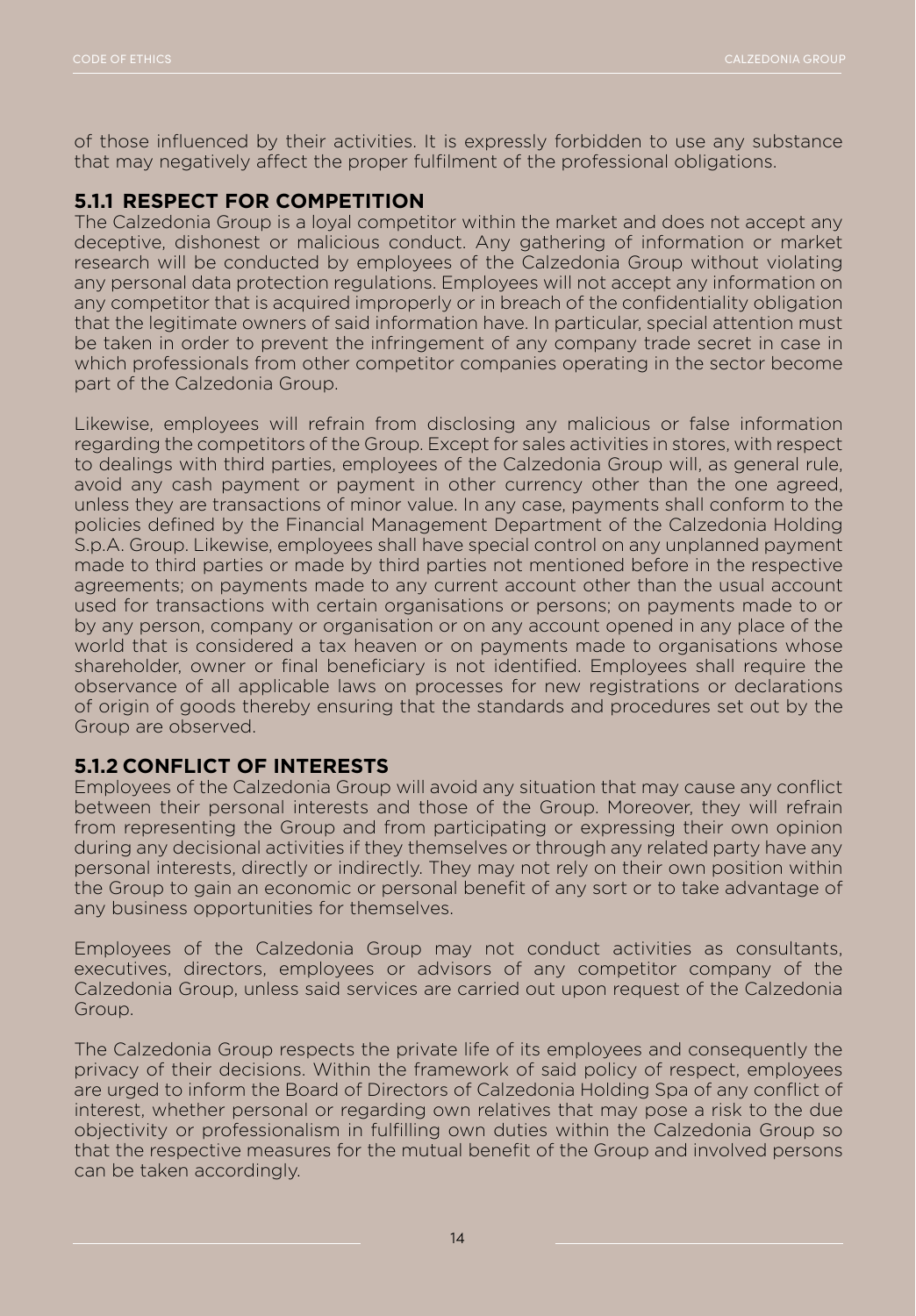of those influenced by their activities. It is expressly forbidden to use any substance that may negatively affect the proper fulfilment of the professional obligations.

### 5.1.1 RESPECT FOR COMPETITION

The Calzedonia Group is a loyal competitor within the market and does not accept any deceptive, dishonest or malicious conduct. Any gathering of information or market research will be conducted by employees of the Calzedonia Group without violating any personal data protection regulations. Employees will not accept any information on any competitor that is acquired improperly or in breach of the confidentiality obligation that the legitimate owners of said information have. In particular, special attention must be taken in order to prevent the infringement of any company trade secret in case in which professionals from other competitor companies operating in the sector become part of the Calzedonia Group.

Likewise, employees will refrain from disclosing any malicious or false information regarding the competitors of the Group. Except for sales activities in stores, with respect to dealings with third parties, employees of the Calzedonia Group will, as general rule, avoid any cash payment or payment in other currency other than the one agreed, unless they are transactions of minor value. In any case, payments shall conform to the policies defined by the Financial Management Department of the Calzedonia Holding S.p.A. Group. Likewise, employees shall have special control on any unplanned payment made to third parties or made by third parties not mentioned before in the respective agreements; on payments made to any current account other than the usual account used for transactions with certain organisations or persons; on payments made to or by any person, company or organisation or on any account opened in any place of the world that is considered a tax heaven or on payments made to organisations whose shareholder, owner or final beneficiary is not identified. Employees shall require the observance of all applicable laws on processes for new registrations or declarations of origin of goods thereby ensuring that the standards and procedures set out by the Group are observed.

### 5.1.2 CONFLICT OF INTERESTS

Employees of the Calzedonia Group will avoid any situation that may cause any conflict between their personal interests and those of the Group. Moreover, they will refrain from representing the Group and from participating or expressing their own opinion during any decisional activities if they themselves or through any related party have any personal interests, directly or indirectly. They may not rely on their own position within the Group to gain an economic or personal benefit of any sort or to take advantage of any business opportunities for themselves.

Employees of the Calzedonia Group may not conduct activities as consultants, executives, directors, employees or advisors of any competitor company of the Calzedonia Group, unless said services are carried out upon request of the Calzedonia Group.

The Calzedonia Group respects the private life of its employees and consequently the privacy of their decisions. Within the framework of said policy of respect, employees are urged to inform the Board of Directors of Calzedonia Holding Spa of any conflict of interest, whether personal or regarding own relatives that may pose a risk to the due objectivity or professionalism in fulfilling own duties within the Calzedonia Group so that the respective measures for the mutual benefit of the Group and involved persons can be taken accordingly.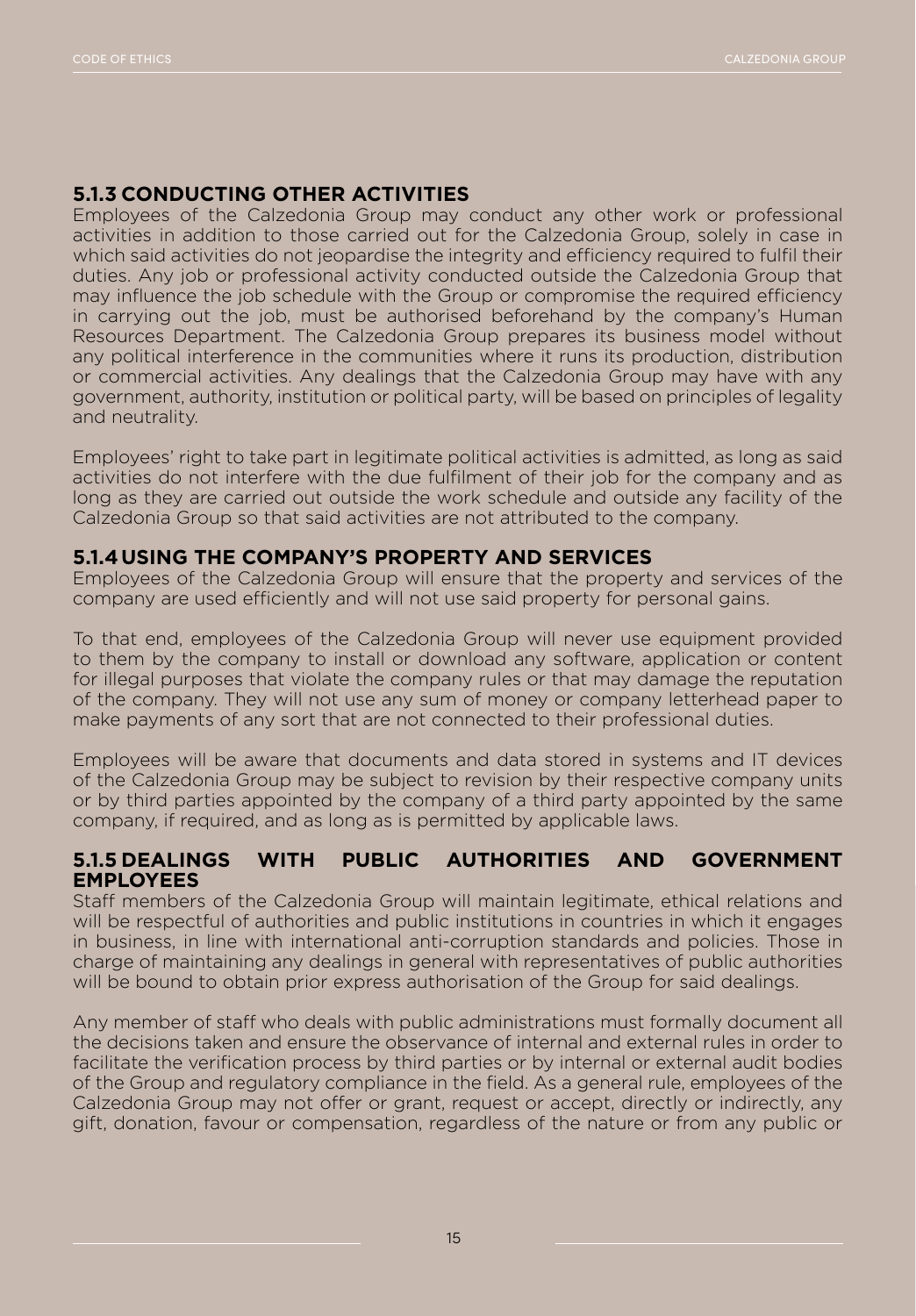### 5.1.3 CONDUCTING OTHER ACTIVITIES

Employees of the Calzedonia Group may conduct any other work or professional activities in addition to those carried out for the Calzedonia Group, solely in case in which said activities do not jeopardise the integrity and efficiency required to fulfil their duties. Any job or professional activity conducted outside the Calzedonia Group that may influence the job schedule with the Group or compromise the required efficiency in carrying out the job, must be authorised beforehand by the company's Human Resources Department. The Calzedonia Group prepares its business model without any political interference in the communities where it runs its production, distribution or commercial activities. Any dealings that the Calzedonia Group may have with any government, authority, institution or political party, will be based on principles of legality and neutrality.

Employees' right to take part in legitimate political activities is admitted, as long as said activities do not interfere with the due fulfilment of their job for the company and as long as they are carried out outside the work schedule and outside any facility of the Calzedonia Group so that said activities are not attributed to the company.

### 5.1.4 USING THE COMPANY'S PROPERTY AND SERVICES

Employees of the Calzedonia Group will ensure that the property and services of the company are used efficiently and will not use said property for personal gains.

To that end, employees of the Calzedonia Group will never use equipment provided to them by the company to install or download any software, application or content for illegal purposes that violate the company rules or that may damage the reputation of the company. They will not use any sum of money or company letterhead paper to make payments of any sort that are not connected to their professional duties.

Employees will be aware that documents and data stored in systems and IT devices of the Calzedonia Group may be subject to revision by their respective company units or by third parties appointed by the company of a third party appointed by the same company, if required, and as long as is permitted by applicable laws.

### 5.1.5 DEALINGS WITH PUBLIC AUTHORITIES AND GOVERNMENT EMPLOYEES

Staff members of the Calzedonia Group will maintain legitimate, ethical relations and will be respectful of authorities and public institutions in countries in which it engages in business, in line with international anti-corruption standards and policies. Those in charge of maintaining any dealings in general with representatives of public authorities will be bound to obtain prior express authorisation of the Group for said dealings.

Any member of staff who deals with public administrations must formally document all the decisions taken and ensure the observance of internal and external rules in order to facilitate the verification process by third parties or by internal or external audit bodies of the Group and regulatory compliance in the field. As a general rule, employees of the Calzedonia Group may not offer or grant, request or accept, directly or indirectly, any gift, donation, favour or compensation, regardless of the nature or from any public or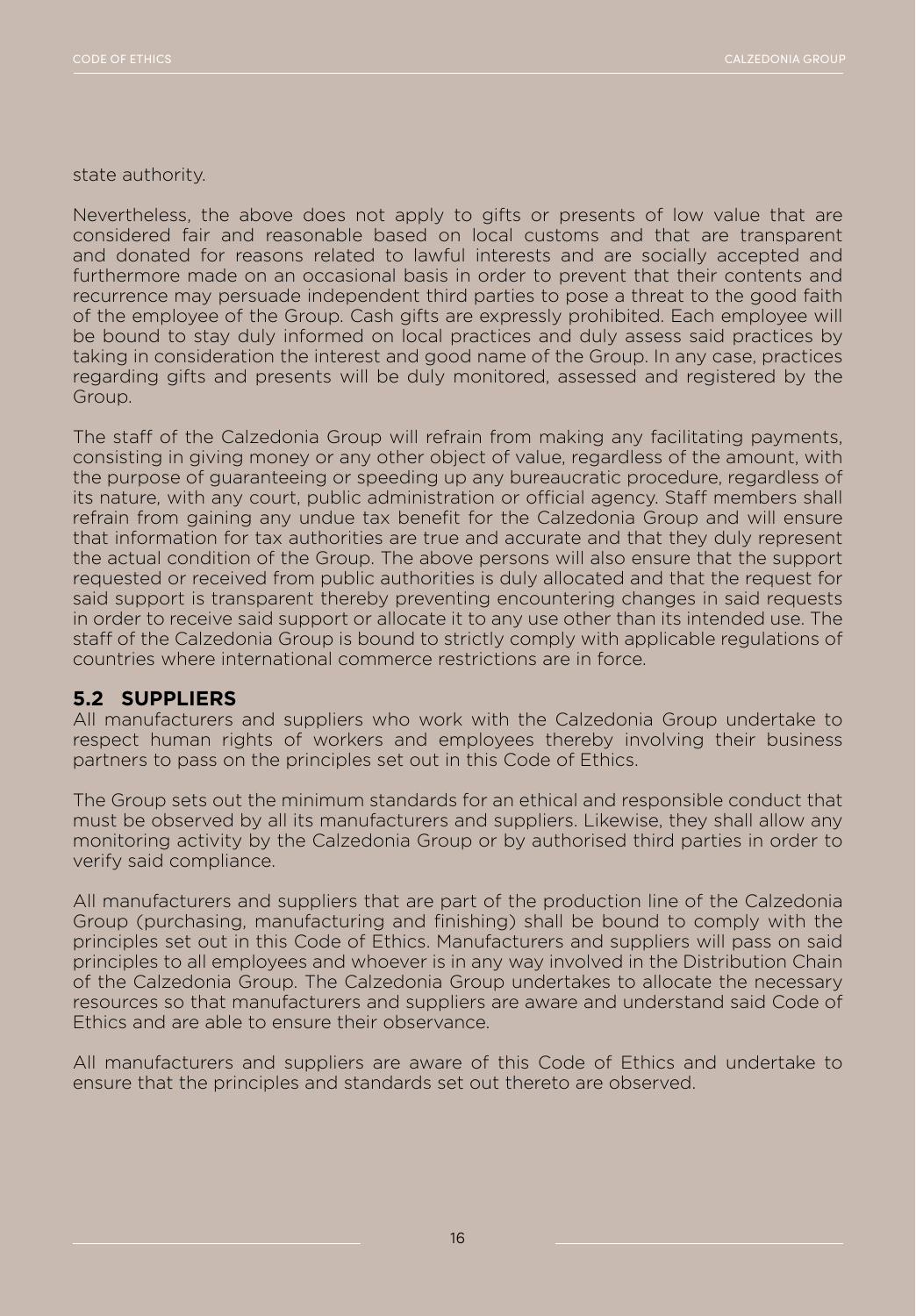state authority.

Nevertheless, the above does not apply to gifts or presents of low value that are considered fair and reasonable based on local customs and that are transparent and donated for reasons related to lawful interests and are socially accepted and furthermore made on an occasional basis in order to prevent that their contents and recurrence may persuade independent third parties to pose a threat to the good faith of the employee of the Group. Cash gifts are expressly prohibited. Each employee will be bound to stay duly informed on local practices and duly assess said practices by taking in consideration the interest and good name of the Group. In any case, practices regarding gifts and presents will be duly monitored, assessed and registered by the Group.

The staff of the Calzedonia Group will refrain from making any facilitating payments, consisting in giving money or any other object of value, regardless of the amount, with the purpose of guaranteeing or speeding up any bureaucratic procedure, regardless of its nature, with any court, public administration or official agency. Staff members shall refrain from gaining any undue tax benefit for the Calzedonia Group and will ensure that information for tax authorities are true and accurate and that they duly represent the actual condition of the Group. The above persons will also ensure that the support requested or received from public authorities is duly allocated and that the request for said support is transparent thereby preventing encountering changes in said requests in order to receive said support or allocate it to any use other than its intended use. The staff of the Calzedonia Group is bound to strictly comply with applicable regulations of countries where international commerce restrictions are in force.

## 5.2 SUPPLIERS

All manufacturers and suppliers who work with the Calzedonia Group undertake to respect human rights of workers and employees thereby involving their business partners to pass on the principles set out in this Code of Ethics.

The Group sets out the minimum standards for an ethical and responsible conduct that must be observed by all its manufacturers and suppliers. Likewise, they shall allow any monitoring activity by the Calzedonia Group or by authorised third parties in order to verify said compliance.

All manufacturers and suppliers that are part of the production line of the Calzedonia Group (purchasing, manufacturing and finishing) shall be bound to comply with the principles set out in this Code of Ethics. Manufacturers and suppliers will pass on said principles to all employees and whoever is in any way involved in the Distribution Chain of the Calzedonia Group. The Calzedonia Group undertakes to allocate the necessary resources so that manufacturers and suppliers are aware and understand said Code of Ethics and are able to ensure their observance.

All manufacturers and suppliers are aware of this Code of Ethics and undertake to ensure that the principles and standards set out thereto are observed.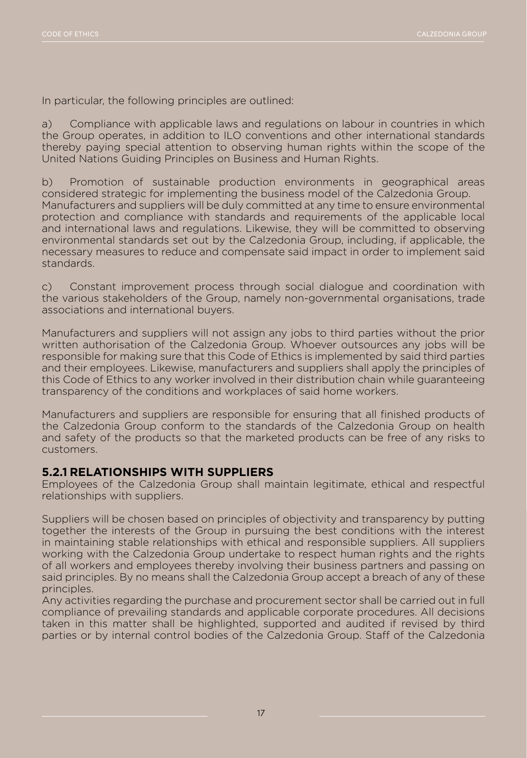In particular, the following principles are outlined:

a) Compliance with applicable laws and regulations on labour in countries in which the Group operates, in addition to ILO conventions and other international standards thereby paying special attention to observing human rights within the scope of the United Nations Guiding Principles on Business and Human Rights.

b) Promotion of sustainable production environments in geographical areas considered strategic for implementing the business model of the Calzedonia Group. Manufacturers and suppliers will be duly committed at any time to ensure environmental protection and compliance with standards and requirements of the applicable local and international laws and regulations. Likewise, they will be committed to observing environmental standards set out by the Calzedonia Group, including, if applicable, the necessary measures to reduce and compensate said impact in order to implement said standards.

c) Constant improvement process through social dialogue and coordination with the various stakeholders of the Group, namely non-governmental organisations, trade associations and international buyers.

Manufacturers and suppliers will not assign any jobs to third parties without the prior written authorisation of the Calzedonia Group. Whoever outsources any jobs will be responsible for making sure that this Code of Ethics is implemented by said third parties and their employees. Likewise, manufacturers and suppliers shall apply the principles of this Code of Ethics to any worker involved in their distribution chain while guaranteeing transparency of the conditions and workplaces of said home workers.

Manufacturers and suppliers are responsible for ensuring that all finished products of the Calzedonia Group conform to the standards of the Calzedonia Group on health and safety of the products so that the marketed products can be free of any risks to customers.

### 5.2.1 RELATIONSHIPS WITH SUPPLIERS

Employees of the Calzedonia Group shall maintain legitimate, ethical and respectful relationships with suppliers.

Suppliers will be chosen based on principles of objectivity and transparency by putting together the interests of the Group in pursuing the best conditions with the interest in maintaining stable relationships with ethical and responsible suppliers. All suppliers working with the Calzedonia Group undertake to respect human rights and the rights of all workers and employees thereby involving their business partners and passing on said principles. By no means shall the Calzedonia Group accept a breach of any of these principles.
Any activities regarding the purchase and procurement sector shall be carried out in full compliance of prevailing standards and applicable corporate procedures. All decisions taken in this matter shall be highlighted, supported and audited if revised by third parties or by internal control bodies of the Calzedonia Group. Staff of the Calzedonia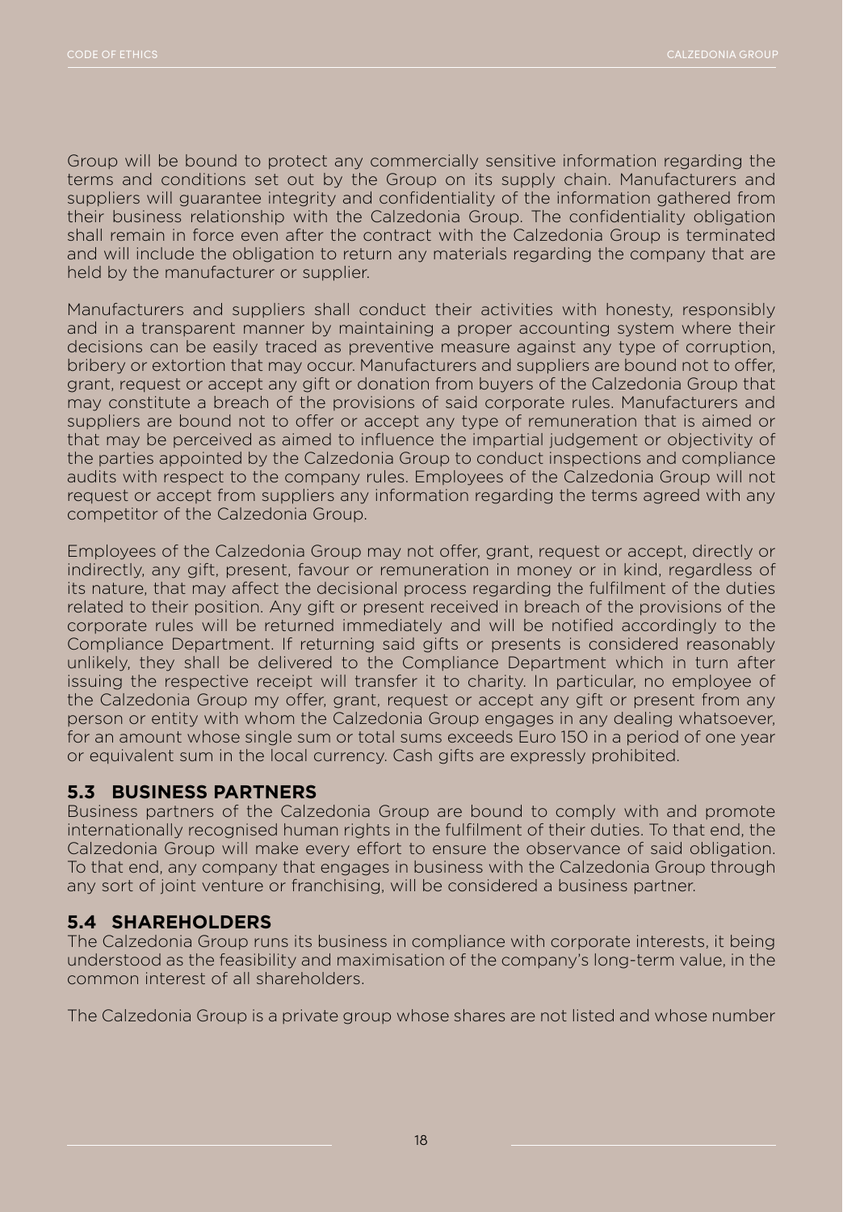Group will be bound to protect any commercially sensitive information regarding the terms and conditions set out by the Group on its supply chain. Manufacturers and suppliers will guarantee integrity and confidentiality of the information gathered from their business relationship with the Calzedonia Group. The confidentiality obligation shall remain in force even after the contract with the Calzedonia Group is terminated and will include the obligation to return any materials regarding the company that are held by the manufacturer or supplier.

Manufacturers and suppliers shall conduct their activities with honesty, responsibly and in a transparent manner by maintaining a proper accounting system where their decisions can be easily traced as preventive measure against any type of corruption, bribery or extortion that may occur. Manufacturers and suppliers are bound not to offer, grant, request or accept any gift or donation from buyers of the Calzedonia Group that may constitute a breach of the provisions of said corporate rules. Manufacturers and suppliers are bound not to offer or accept any type of remuneration that is aimed or that may be perceived as aimed to influence the impartial judgement or objectivity of the parties appointed by the Calzedonia Group to conduct inspections and compliance audits with respect to the company rules. Employees of the Calzedonia Group will not request or accept from suppliers any information regarding the terms agreed with any competitor of the Calzedonia Group.

Employees of the Calzedonia Group may not offer, grant, request or accept, directly or indirectly, any gift, present, favour or remuneration in money or in kind, regardless of its nature, that may affect the decisional process regarding the fulfilment of the duties related to their position. Any gift or present received in breach of the provisions of the corporate rules will be returned immediately and will be notified accordingly to the Compliance Department. If returning said gifts or presents is considered reasonably unlikely, they shall be delivered to the Compliance Department which in turn after issuing the respective receipt will transfer it to charity. In particular, no employee of the Calzedonia Group my offer, grant, request or accept any gift or present from any person or entity with whom the Calzedonia Group engages in any dealing whatsoever, for an amount whose single sum or total sums exceeds Euro 150 in a period of one year or equivalent sum in the local currency. Cash gifts are expressly prohibited.

## 5.3 BUSINESS PARTNERS

Business partners of the Calzedonia Group are bound to comply with and promote internationally recognised human rights in the fulfilment of their duties. To that end, the Calzedonia Group will make every effort to ensure the observance of said obligation. To that end, any company that engages in business with the Calzedonia Group through any sort of joint venture or franchising, will be considered a business partner.

## 5.4 SHAREHOLDERS

The Calzedonia Group runs its business in compliance with corporate interests, it being understood as the feasibility and maximisation of the company's long-term value, in the common interest of all shareholders.

The Calzedonia Group is a private group whose shares are not listed and whose number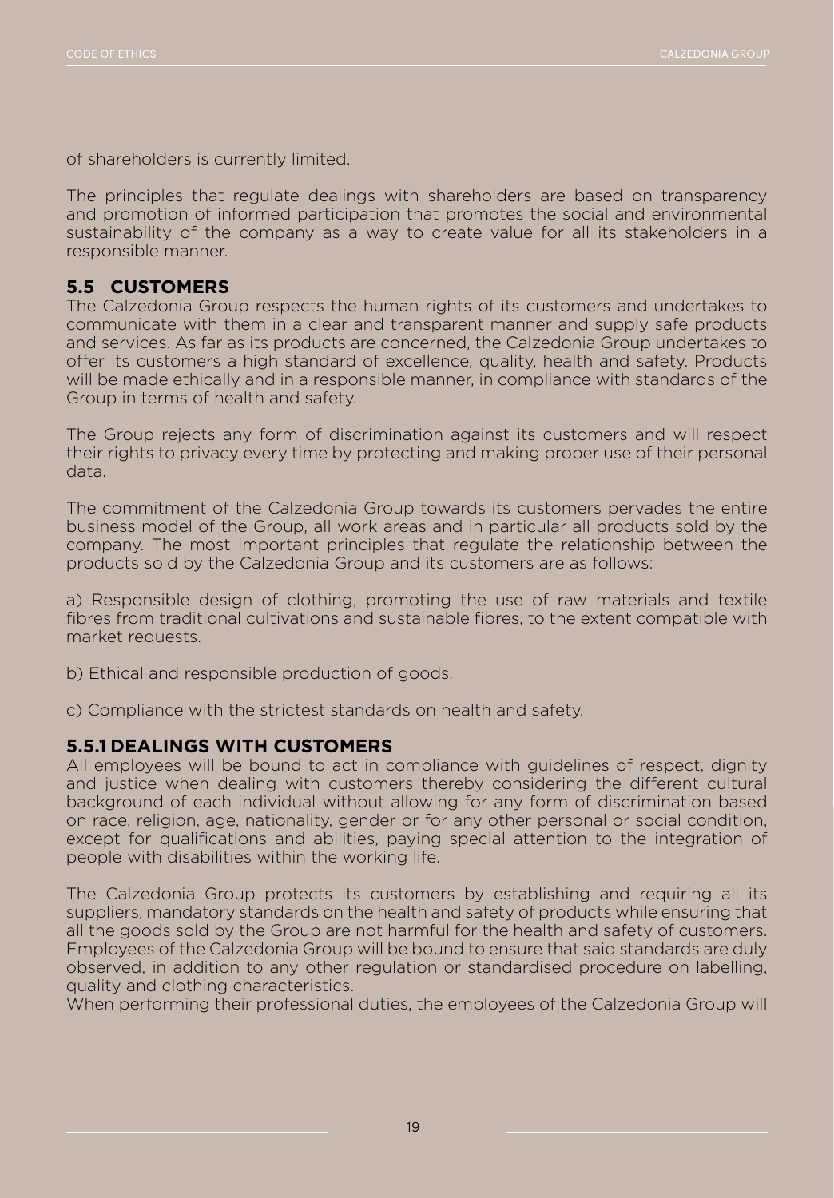of shareholders is currently limited.

The principles that regulate dealings with shareholders are based on transparency and promotion of informed participation that promotes the social and environmental sustainability of the company as a way to create value for all its stakeholders in a responsible manner.

## 5.5 CUSTOMERS

The Calzedonia Group respects the human rights of its customers and undertakes to communicate with them in a clear and transparent manner and supply safe products and services. As far as its products are concerned, the Calzedonia Group undertakes to offer its customers a high standard of excellence, quality, health and safety. Products will be made ethically and in a responsible manner, in compliance with standards of the Group in terms of health and safety.

The Group rejects any form of discrimination against its customers and will respect their rights to privacy every time by protecting and making proper use of their personal data.

The commitment of the Calzedonia Group towards its customers pervades the entire business model of the Group, all work areas and in particular all products sold by the company. The most important principles that regulate the relationship between the products sold by the Calzedonia Group and its customers are as follows:

a) Responsible design of clothing, promoting the use of raw materials and textile fibres from traditional cultivations and sustainable fibres, to the extent compatible with market requests.

b) Ethical and responsible production of goods.

c) Compliance with the strictest standards on health and safety.

### 5.5.1 DEALINGS WITH CUSTOMERS

All employees will be bound to act in compliance with guidelines of respect, dignity and justice when dealing with customers thereby considering the different cultural background of each individual without allowing for any form of discrimination based on race, religion, age, nationality, gender or for any other personal or social condition, except for qualifications and abilities, paying special attention to the integration of people with disabilities within the working life.

The Calzedonia Group protects its customers by establishing and requiring all its suppliers, mandatory standards on the health and safety of products while ensuring that all the goods sold by the Group are not harmful for the health and safety of customers. Employees of the Calzedonia Group will be bound to ensure that said standards are duly observed, in addition to any other regulation or standardised procedure on labelling, quality and clothing characteristics.
When performing their professional duties, the employees of the Calzedonia Group will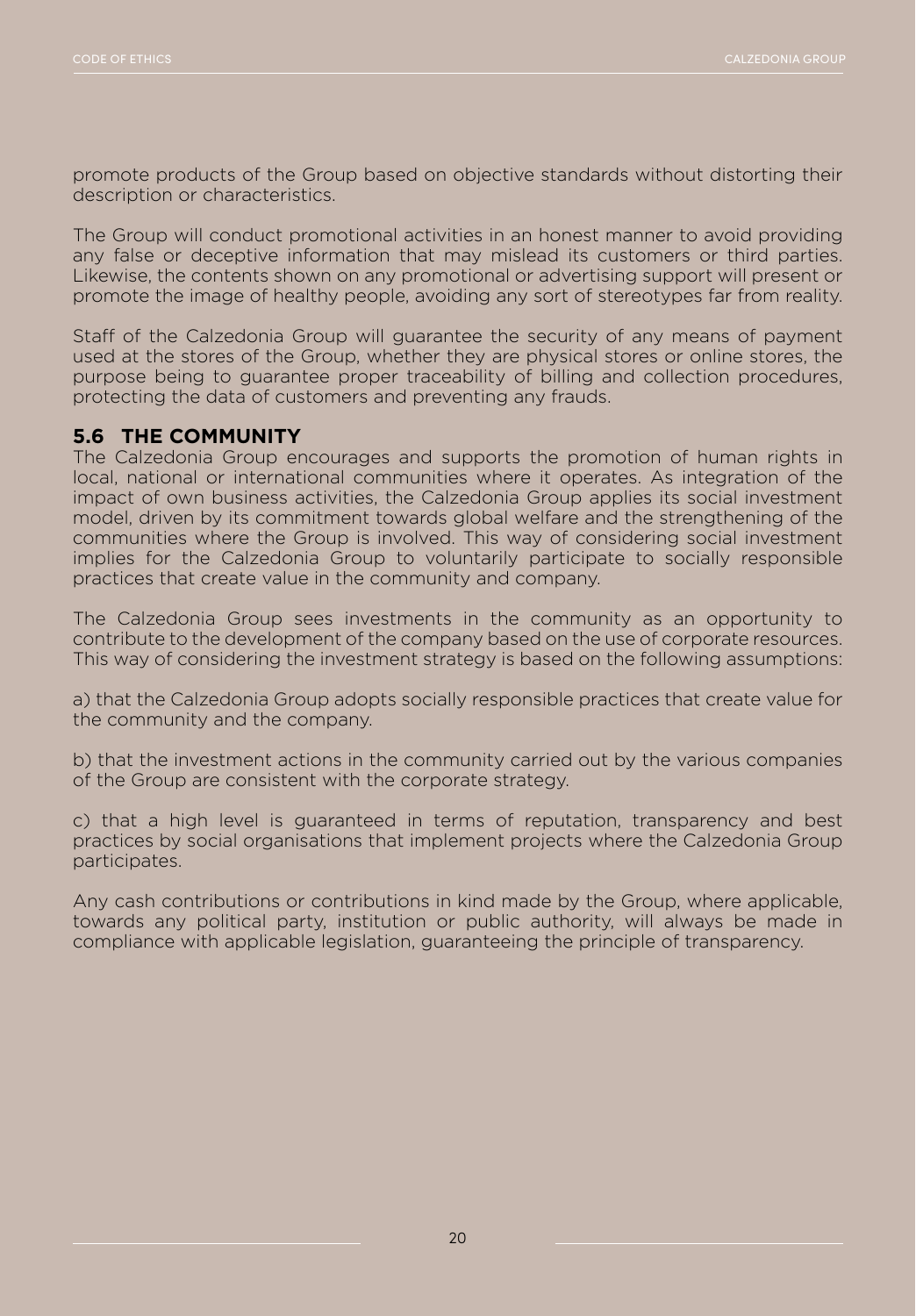promote products of the Group based on objective standards without distorting their description or characteristics.

The Group will conduct promotional activities in an honest manner to avoid providing any false or deceptive information that may mislead its customers or third parties. Likewise, the contents shown on any promotional or advertising support will present or promote the image of healthy people, avoiding any sort of stereotypes far from reality.

Staff of the Calzedonia Group will guarantee the security of any means of payment used at the stores of the Group, whether they are physical stores or online stores, the purpose being to guarantee proper traceability of billing and collection procedures, protecting the data of customers and preventing any frauds.

## 5.6 THE COMMUNITY

The Calzedonia Group encourages and supports the promotion of human rights in local, national or international communities where it operates. As integration of the impact of own business activities, the Calzedonia Group applies its social investment model, driven by its commitment towards global welfare and the strengthening of the communities where the Group is involved. This way of considering social investment implies for the Calzedonia Group to voluntarily participate to socially responsible practices that create value in the community and company.

The Calzedonia Group sees investments in the community as an opportunity to contribute to the development of the company based on the use of corporate resources. This way of considering the investment strategy is based on the following assumptions:

a) that the Calzedonia Group adopts socially responsible practices that create value for the community and the company.

b) that the investment actions in the community carried out by the various companies of the Group are consistent with the corporate strategy.

c) that a high level is guaranteed in terms of reputation, transparency and best practices by social organisations that implement projects where the Calzedonia Group participates.

Any cash contributions or contributions in kind made by the Group, where applicable, towards any political party, institution or public authority, will always be made in compliance with applicable legislation, guaranteeing the principle of transparency.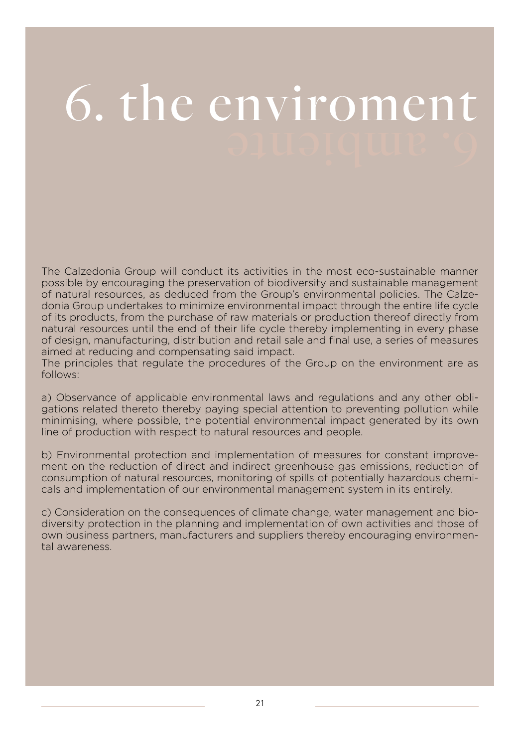# 6. the enviroment

6. ambiente

The Calzedonia Group will conduct its activities in the most eco-sustainable manner possible by encouraging the preservation of biodiversity and sustainable management of natural resources, as deduced from the Group's environmental policies. The Calzedonia Group undertakes to minimize environmental impact through the entire life cycle of its products, from the purchase of raw materials or production thereof directly from natural resources until the end of their life cycle thereby implementing in every phase of design, manufacturing, distribution and retail sale and final use, a series of measures aimed at reducing and compensating said impact.
The principles that regulate the procedures of the Group on the environment are as follows:

a) Observance of applicable environmental laws and regulations and any other obligations related thereto thereby paying special attention to preventing pollution while minimising, where possible, the potential environmental impact generated by its own line of production with respect to natural resources and people.

b) Environmental protection and implementation of measures for constant improvement on the reduction of direct and indirect greenhouse gas emissions, reduction of consumption of natural resources, monitoring of spills of potentially hazardous chemicals and implementation of our environmental management system in its entirely.

c) Consideration on the consequences of climate change, water management and biodiversity protection in the planning and implementation of own activities and those of own business partners, manufacturers and suppliers thereby encouraging environmental awareness.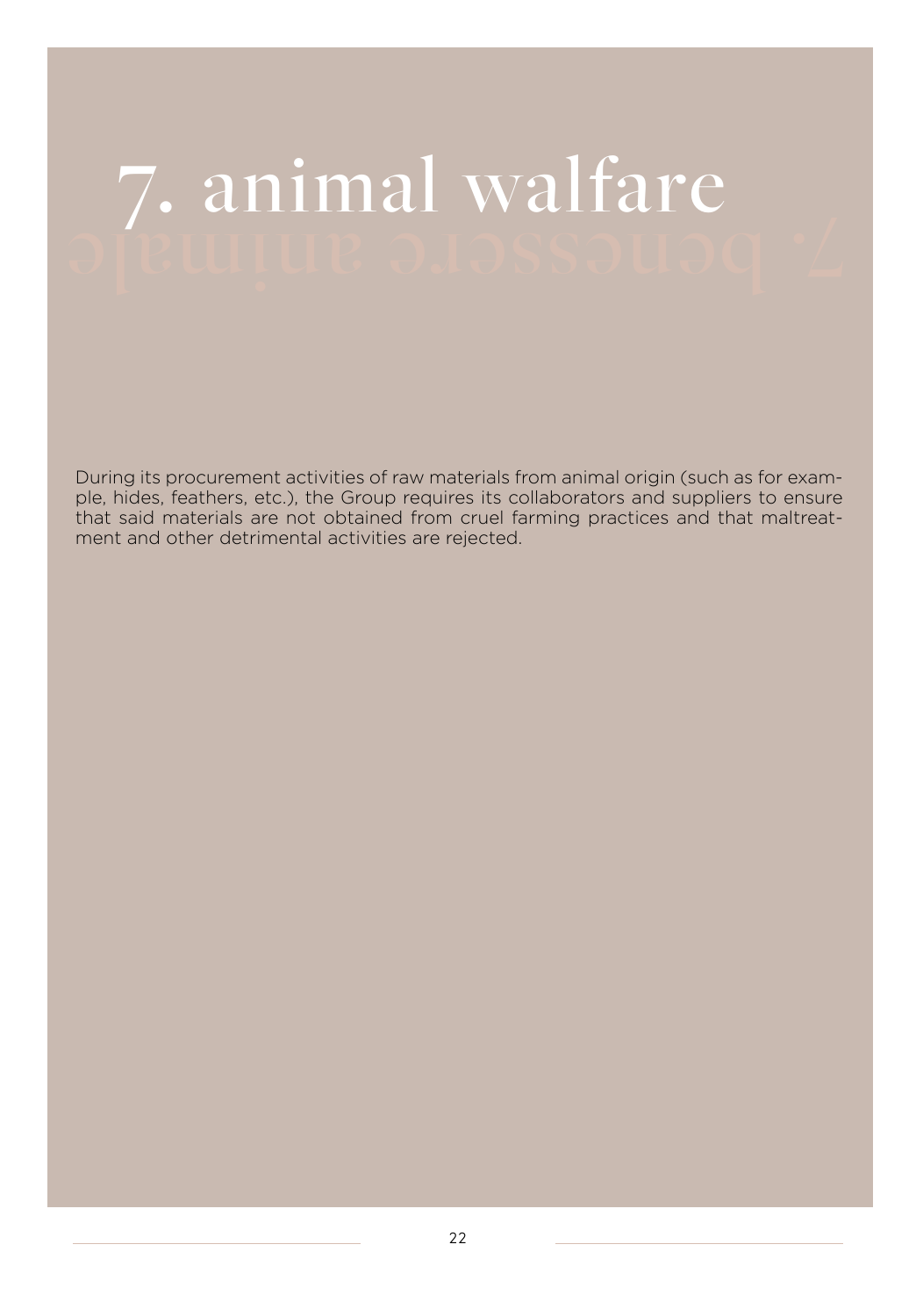# 7. animal walfare

7. benessere animale

During its procurement activities of raw materials from animal origin (such as for example, hides, feathers, etc.), the Group requires its collaborators and suppliers to ensure that said materials are not obtained from cruel farming practices and that maltreatment and other detrimental activities are rejected.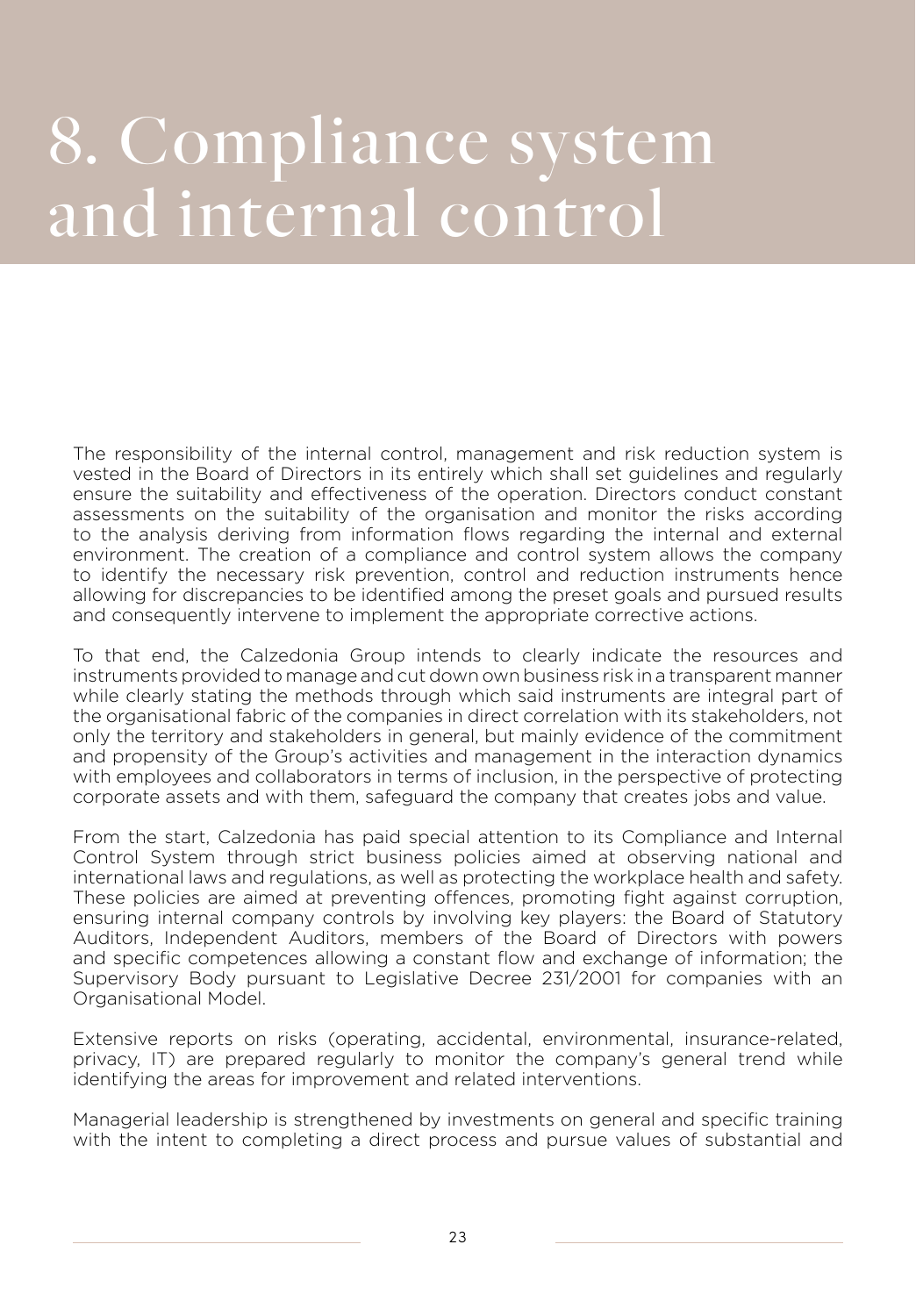# 8. Compliance system and internal control

The responsibility of the internal control, management and risk reduction system is vested in the Board of Directors in its entirely which shall set guidelines and regularly ensure the suitability and effectiveness of the operation. Directors conduct constant assessments on the suitability of the organisation and monitor the risks according to the analysis deriving from information flows regarding the internal and external environment. The creation of a compliance and control system allows the company to identify the necessary risk prevention, control and reduction instruments hence allowing for discrepancies to be identified among the preset goals and pursued results and consequently intervene to implement the appropriate corrective actions.

To that end, the Calzedonia Group intends to clearly indicate the resources and instruments provided to manage and cut down own business risk in a transparent manner while clearly stating the methods through which said instruments are integral part of the organisational fabric of the companies in direct correlation with its stakeholders, not only the territory and stakeholders in general, but mainly evidence of the commitment and propensity of the Group's activities and management in the interaction dynamics with employees and collaborators in terms of inclusion, in the perspective of protecting corporate assets and with them, safeguard the company that creates jobs and value.

From the start, Calzedonia has paid special attention to its Compliance and Internal Control System through strict business policies aimed at observing national and international laws and regulations, as well as protecting the workplace health and safety. These policies are aimed at preventing offences, promoting fight against corruption, ensuring internal company controls by involving key players: the Board of Statutory Auditors, Independent Auditors, members of the Board of Directors with powers and specific competences allowing a constant flow and exchange of information; the Supervisory Body pursuant to Legislative Decree 231/2001 for companies with an Organisational Model.

Extensive reports on risks (operating, accidental, environmental, insurance-related, privacy, IT) are prepared regularly to monitor the company's general trend while identifying the areas for improvement and related interventions.

Managerial leadership is strengthened by investments on general and specific training with the intent to completing a direct process and pursue values of substantial and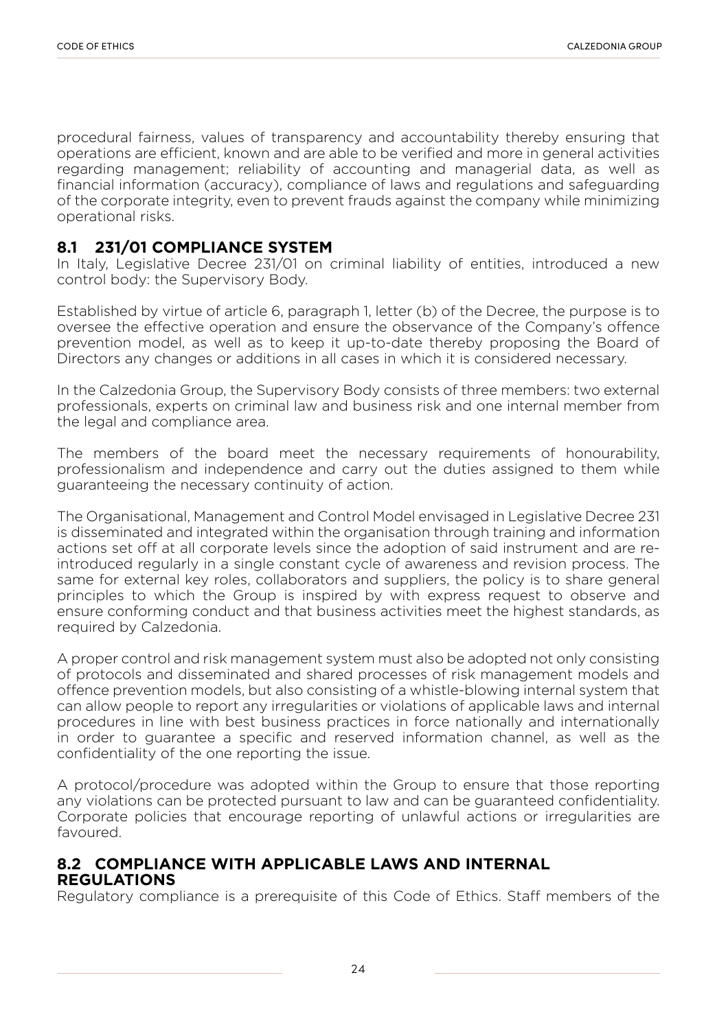procedural fairness, values of transparency and accountability thereby ensuring that operations are efficient, known and are able to be verified and more in general activities regarding management; reliability of accounting and managerial data, as well as financial information (accuracy), compliance of laws and regulations and safeguarding of the corporate integrity, even to prevent frauds against the company while minimizing operational risks.

### 8.1 231/01 COMPLIANCE SYSTEM

In Italy, Legislative Decree 231/01 on criminal liability of entities, introduced a new control body: the Supervisory Body.

Established by virtue of article 6, paragraph 1, letter (b) of the Decree, the purpose is to oversee the effective operation and ensure the observance of the Company's offence prevention model, as well as to keep it up-to-date thereby proposing the Board of Directors any changes or additions in all cases in which it is considered necessary.

In the Calzedonia Group, the Supervisory Body consists of three members: two external professionals, experts on criminal law and business risk and one internal member from the legal and compliance area.

The members of the board meet the necessary requirements of honourability, professionalism and independence and carry out the duties assigned to them while guaranteeing the necessary continuity of action.

The Organisational, Management and Control Model envisaged in Legislative Decree 231 is disseminated and integrated within the organisation through training and information actions set off at all corporate levels since the adoption of said instrument and are re-introduced regularly in a single constant cycle of awareness and revision process. The same for external key roles, collaborators and suppliers, the policy is to share general principles to which the Group is inspired by with express request to observe and ensure conforming conduct and that business activities meet the highest standards, as required by Calzedonia.

A proper control and risk management system must also be adopted not only consisting of protocols and disseminated and shared processes of risk management models and offence prevention models, but also consisting of a whistle-blowing internal system that can allow people to report any irregularities or violations of applicable laws and internal procedures in line with best business practices in force nationally and internationally in order to guarantee a specific and reserved information channel, as well as the confidentiality of the one reporting the issue.

A protocol/procedure was adopted within the Group to ensure that those reporting any violations can be protected pursuant to law and can be guaranteed confidentiality. Corporate policies that encourage reporting of unlawful actions or irregularities are favoured.

### 8.2 COMPLIANCE WITH APPLICABLE LAWS AND INTERNAL REGULATIONS

Regulatory compliance is a prerequisite of this Code of Ethics. Staff members of the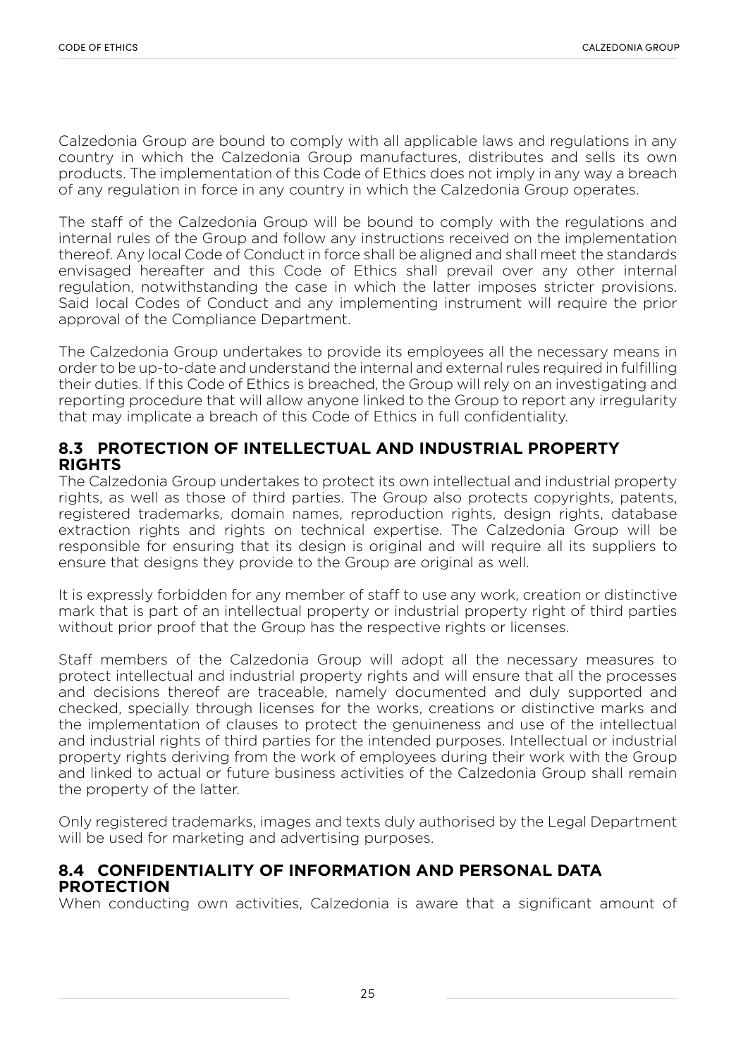Calzedonia Group are bound to comply with all applicable laws and regulations in any country in which the Calzedonia Group manufactures, distributes and sells its own products. The implementation of this Code of Ethics does not imply in any way a breach of any regulation in force in any country in which the Calzedonia Group operates.

The staff of the Calzedonia Group will be bound to comply with the regulations and internal rules of the Group and follow any instructions received on the implementation thereof. Any local Code of Conduct in force shall be aligned and shall meet the standards envisaged hereafter and this Code of Ethics shall prevail over any other internal regulation, notwithstanding the case in which the latter imposes stricter provisions. Said local Codes of Conduct and any implementing instrument will require the prior approval of the Compliance Department.

The Calzedonia Group undertakes to provide its employees all the necessary means in order to be up-to-date and understand the internal and external rules required in fulfilling their duties. If this Code of Ethics is breached, the Group will rely on an investigating and reporting procedure that will allow anyone linked to the Group to report any irregularity that may implicate a breach of this Code of Ethics in full confidentiality.

### 8.3 PROTECTION OF INTELLECTUAL AND INDUSTRIAL PROPERTY RIGHTS

The Calzedonia Group undertakes to protect its own intellectual and industrial property rights, as well as those of third parties. The Group also protects copyrights, patents, registered trademarks, domain names, reproduction rights, design rights, database extraction rights and rights on technical expertise. The Calzedonia Group will be responsible for ensuring that its design is original and will require all its suppliers to ensure that designs they provide to the Group are original as well.

It is expressly forbidden for any member of staff to use any work, creation or distinctive mark that is part of an intellectual property or industrial property right of third parties without prior proof that the Group has the respective rights or licenses.

Staff members of the Calzedonia Group will adopt all the necessary measures to protect intellectual and industrial property rights and will ensure that all the processes and decisions thereof are traceable, namely documented and duly supported and checked, specially through licenses for the works, creations or distinctive marks and the implementation of clauses to protect the genuineness and use of the intellectual and industrial rights of third parties for the intended purposes. Intellectual or industrial property rights deriving from the work of employees during their work with the Group and linked to actual or future business activities of the Calzedonia Group shall remain the property of the latter.

Only registered trademarks, images and texts duly authorised by the Legal Department will be used for marketing and advertising purposes.

### 8.4 CONFIDENTIALITY OF INFORMATION AND PERSONAL DATA PROTECTION

When conducting own activities, Calzedonia is aware that a significant amount of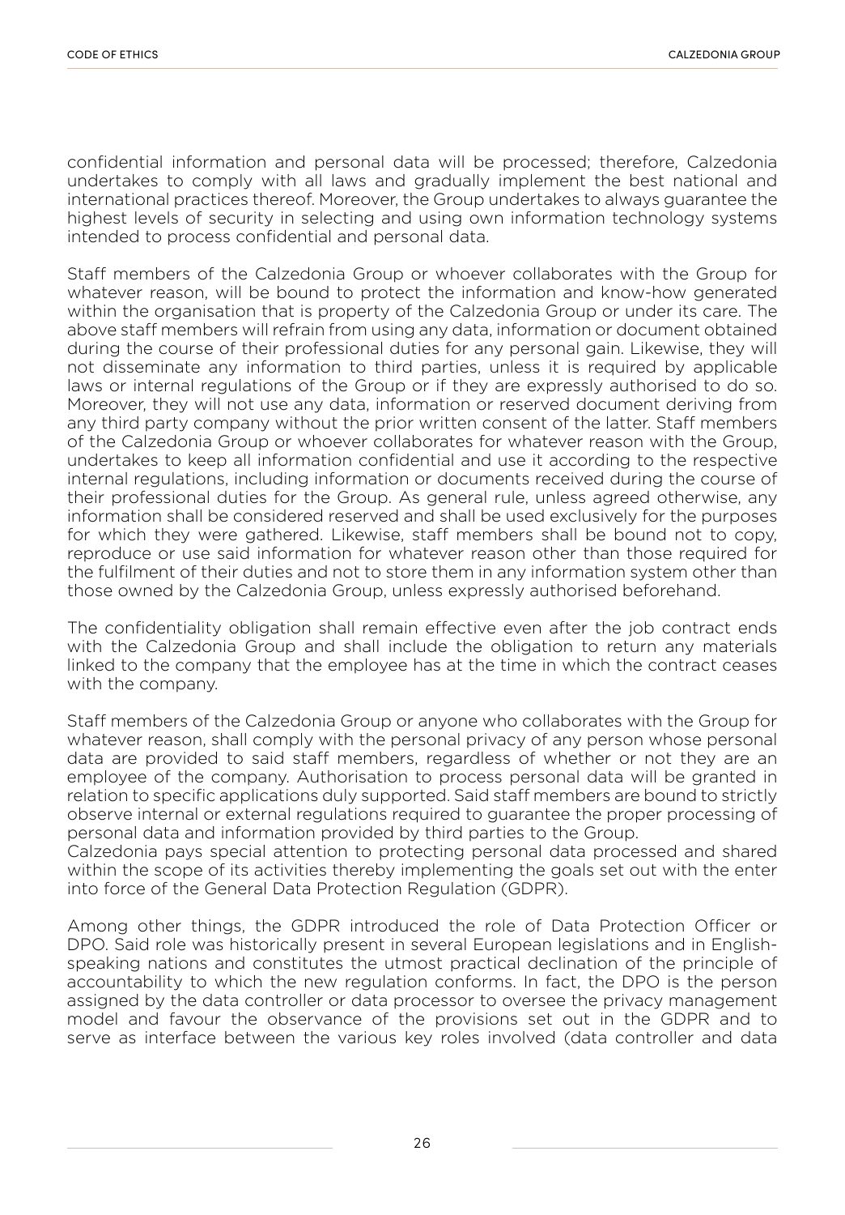confidential information and personal data will be processed; therefore, Calzedonia undertakes to comply with all laws and gradually implement the best national and international practices thereof. Moreover, the Group undertakes to always guarantee the highest levels of security in selecting and using own information technology systems intended to process confidential and personal data.

Staff members of the Calzedonia Group or whoever collaborates with the Group for whatever reason, will be bound to protect the information and know-how generated within the organisation that is property of the Calzedonia Group or under its care. The above staff members will refrain from using any data, information or document obtained during the course of their professional duties for any personal gain. Likewise, they will not disseminate any information to third parties, unless it is required by applicable laws or internal regulations of the Group or if they are expressly authorised to do so. Moreover, they will not use any data, information or reserved document deriving from any third party company without the prior written consent of the latter. Staff members of the Calzedonia Group or whoever collaborates for whatever reason with the Group, undertakes to keep all information confidential and use it according to the respective internal regulations, including information or documents received during the course of their professional duties for the Group. As general rule, unless agreed otherwise, any information shall be considered reserved and shall be used exclusively for the purposes for which they were gathered. Likewise, staff members shall be bound not to copy, reproduce or use said information for whatever reason other than those required for the fulfilment of their duties and not to store them in any information system other than those owned by the Calzedonia Group, unless expressly authorised beforehand.

The confidentiality obligation shall remain effective even after the job contract ends with the Calzedonia Group and shall include the obligation to return any materials linked to the company that the employee has at the time in which the contract ceases with the company.

Staff members of the Calzedonia Group or anyone who collaborates with the Group for whatever reason, shall comply with the personal privacy of any person whose personal data are provided to said staff members, regardless of whether or not they are an employee of the company. Authorisation to process personal data will be granted in relation to specific applications duly supported. Said staff members are bound to strictly observe internal or external regulations required to guarantee the proper processing of personal data and information provided by third parties to the Group.
Calzedonia pays special attention to protecting personal data processed and shared within the scope of its activities thereby implementing the goals set out with the enter into force of the General Data Protection Regulation (GDPR).

Among other things, the GDPR introduced the role of Data Protection Officer or DPO. Said role was historically present in several European legislations and in English-speaking nations and constitutes the utmost practical declination of the principle of accountability to which the new regulation conforms. In fact, the DPO is the person assigned by the data controller or data processor to oversee the privacy management model and favour the observance of the provisions set out in the GDPR and to serve as interface between the various key roles involved (data controller and data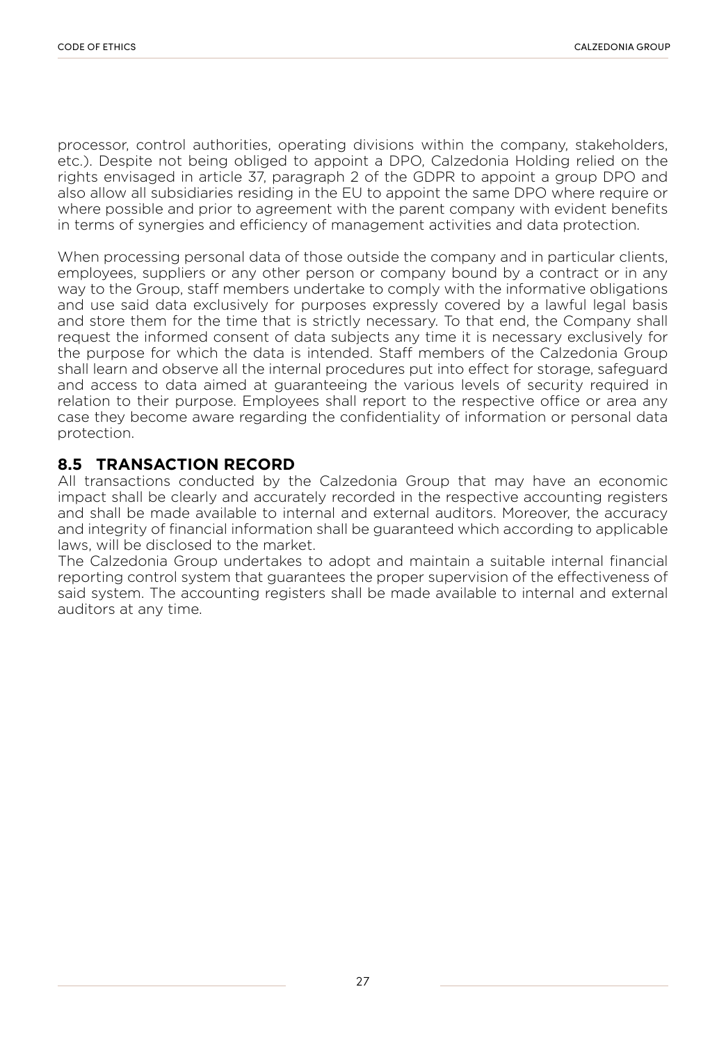processor, control authorities, operating divisions within the company, stakeholders, etc.). Despite not being obliged to appoint a DPO, Calzedonia Holding relied on the rights envisaged in article 37, paragraph 2 of the GDPR to appoint a group DPO and also allow all subsidiaries residing in the EU to appoint the same DPO where require or where possible and prior to agreement with the parent company with evident benefits in terms of synergies and efficiency of management activities and data protection.

When processing personal data of those outside the company and in particular clients, employees, suppliers or any other person or company bound by a contract or in any way to the Group, staff members undertake to comply with the informative obligations and use said data exclusively for purposes expressly covered by a lawful legal basis and store them for the time that is strictly necessary. To that end, the Company shall request the informed consent of data subjects any time it is necessary exclusively for the purpose for which the data is intended. Staff members of the Calzedonia Group shall learn and observe all the internal procedures put into effect for storage, safeguard and access to data aimed at guaranteeing the various levels of security required in relation to their purpose. Employees shall report to the respective office or area any case they become aware regarding the confidentiality of information or personal data protection.

## 8.5 TRANSACTION RECORD

All transactions conducted by the Calzedonia Group that may have an economic impact shall be clearly and accurately recorded in the respective accounting registers and shall be made available to internal and external auditors. Moreover, the accuracy and integrity of financial information shall be guaranteed which according to applicable laws, will be disclosed to the market.

The Calzedonia Group undertakes to adopt and maintain a suitable internal financial reporting control system that guarantees the proper supervision of the effectiveness of said system. The accounting registers shall be made available to internal and external auditors at any time.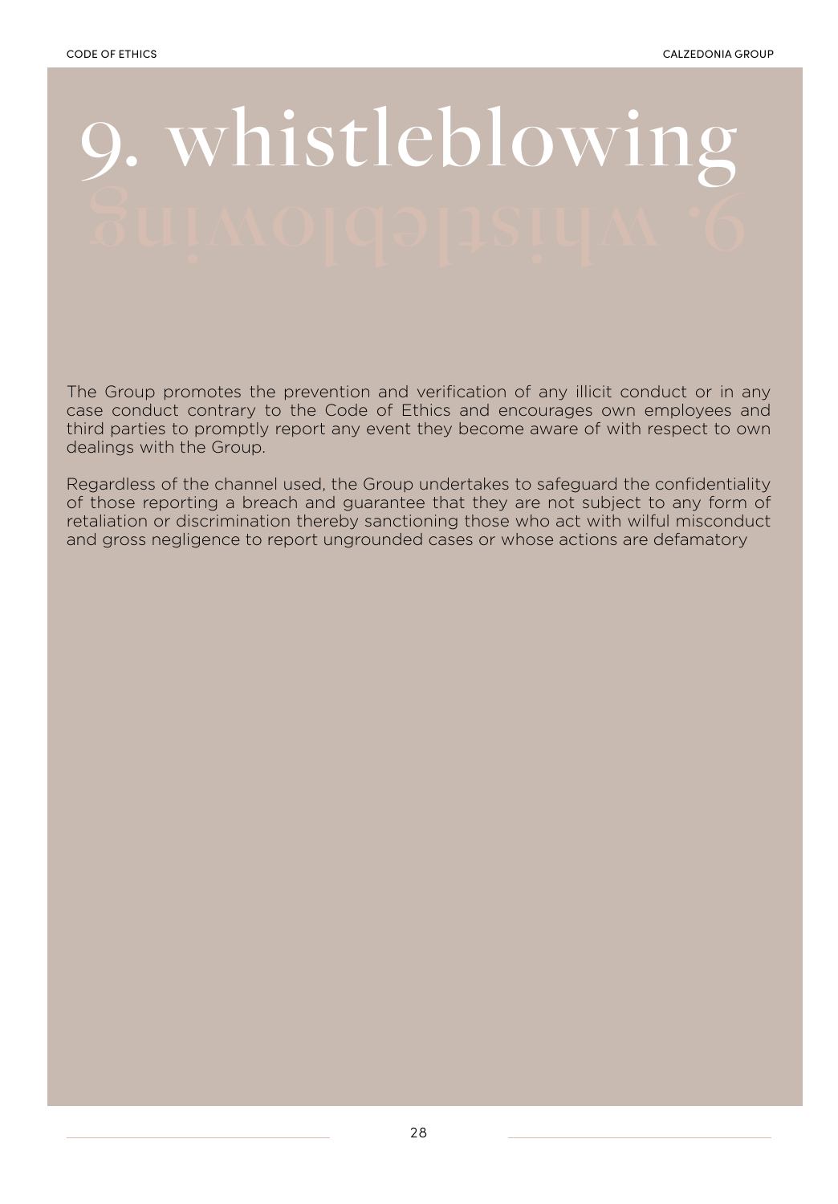# 9. whistleblowing

The Group promotes the prevention and verification of any illicit conduct or in any case conduct contrary to the Code of Ethics and encourages own employees and third parties to promptly report any event they become aware of with respect to own dealings with the Group.

Regardless of the channel used, the Group undertakes to safeguard the confidentiality of those reporting a breach and guarantee that they are not subject to any form of retaliation or discrimination thereby sanctioning those who act with wilful misconduct and gross negligence to report ungrounded cases or whose actions are defamatory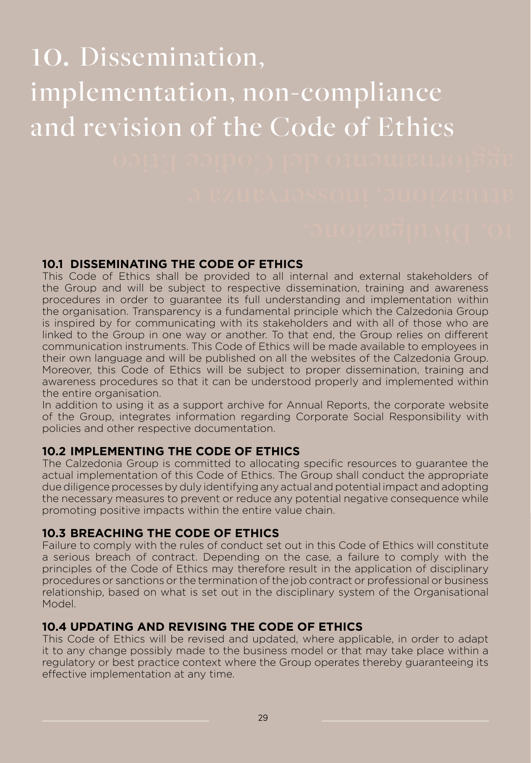# 10. Dissemination, implementation, non-compliance and revision of the Code of Ethics

### 10.1 DISSEMINATING THE CODE OF ETHICS

This Code of Ethics shall be provided to all internal and external stakeholders of the Group and will be subject to respective dissemination, training and awareness procedures in order to guarantee its full understanding and implementation within the organisation. Transparency is a fundamental principle which the Calzedonia Group is inspired by for communicating with its stakeholders and with all of those who are linked to the Group in one way or another. To that end, the Group relies on different communication instruments. This Code of Ethics will be made available to employees in their own language and will be published on all the websites of the Calzedonia Group. Moreover, this Code of Ethics will be subject to proper dissemination, training and awareness procedures so that it can be understood properly and implemented within the entire organisation.

In addition to using it as a support archive for Annual Reports, the corporate website of the Group, integrates information regarding Corporate Social Responsibility with policies and other respective documentation.

### 10.2 IMPLEMENTING THE CODE OF ETHICS

The Calzedonia Group is committed to allocating specific resources to guarantee the actual implementation of this Code of Ethics. The Group shall conduct the appropriate due diligence processes by duly identifying any actual and potential impact and adopting the necessary measures to prevent or reduce any potential negative consequence while promoting positive impacts within the entire value chain.

### 10.3 BREACHING THE CODE OF ETHICS

Failure to comply with the rules of conduct set out in this Code of Ethics will constitute a serious breach of contract. Depending on the case, a failure to comply with the principles of the Code of Ethics may therefore result in the application of disciplinary procedures or sanctions or the termination of the job contract or professional or business relationship, based on what is set out in the disciplinary system of the Organisational Model.

### 10.4 UPDATING AND REVISING THE CODE OF ETHICS

This Code of Ethics will be revised and updated, where applicable, in order to adapt it to any change possibly made to the business model or that may take place within a regulatory or best practice context where the Group operates thereby guaranteeing its effective implementation at any time.